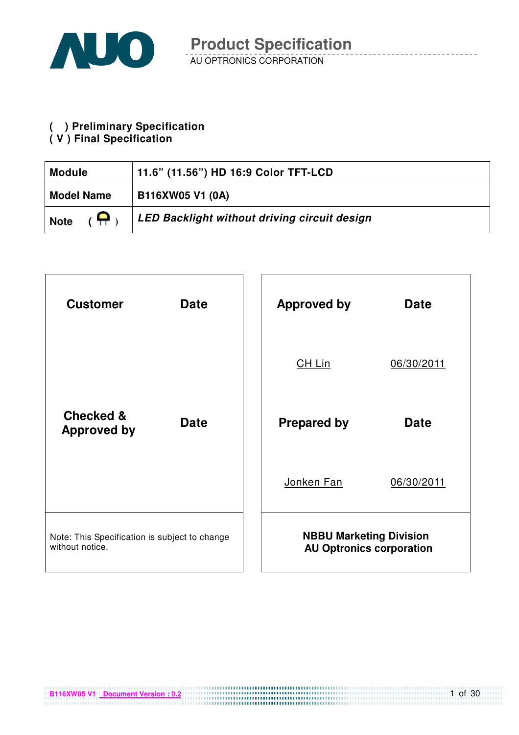# Product Specification

AU OPTRONICS CORPORATION

**( ) Preliminary Specification**
**( V ) Final Specification**

| **Module** | **11.6" (11.56") HD 16:9 Color TFT-LCD** |
|---|---|
| **Model Name** | **B116XW05 V1 (0A)** |
| **Note** | ***LED Backlight without driving circuit design*** |

| **Customer** | **Date** |
|---|---|
| | |
| **Checked & Approved by** | **Date** |
| | |

Note: This Specification is subject to change without notice.

| **Approved by** | **Date** |
|---|---|
| CH Lin | 06/30/2011 |
| **Prepared by** | **Date** |
| Jonken Fan | 06/30/2011 |

**NBBU Marketing Division**
**AU Optronics corporation**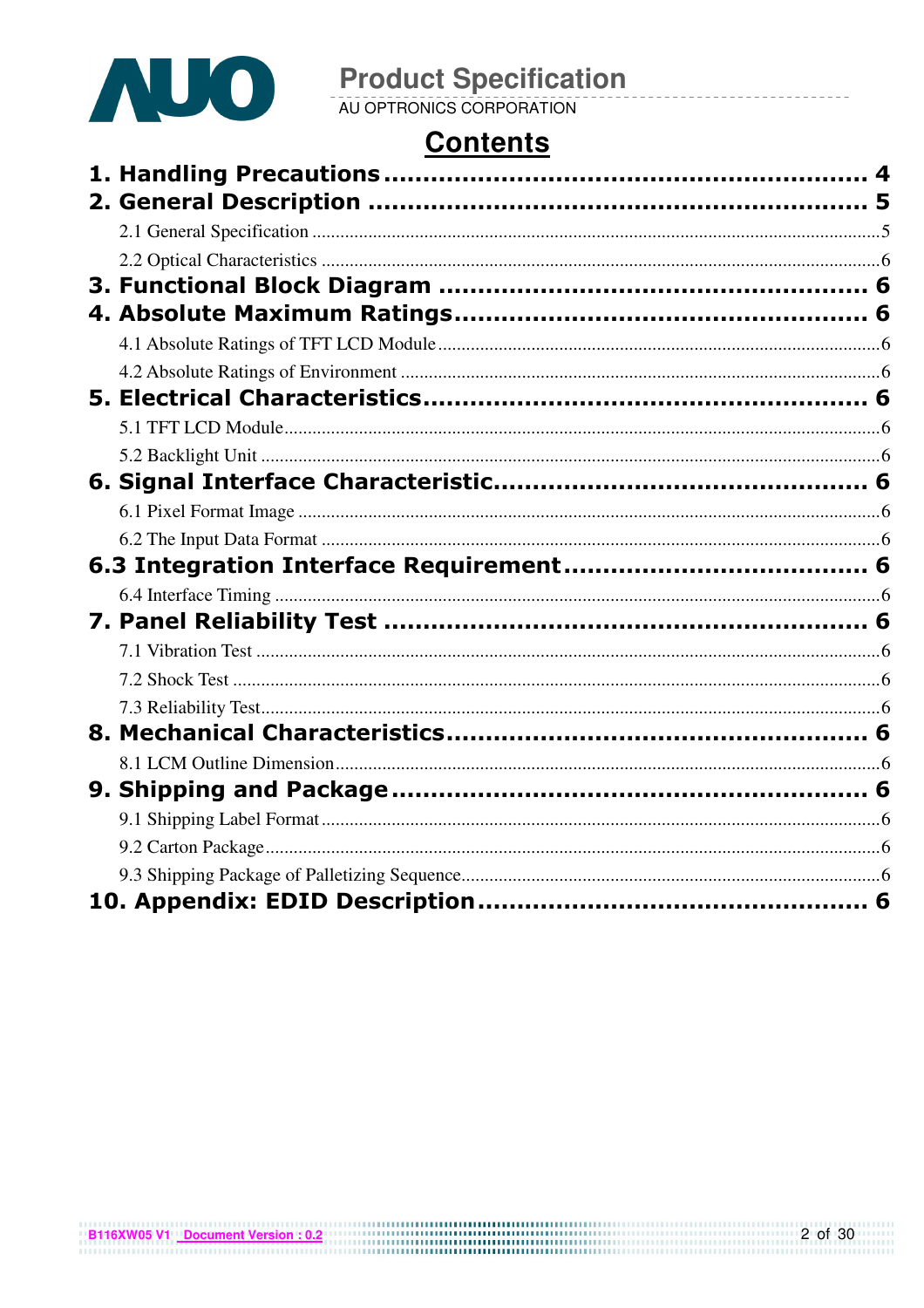# Contents

**1. Handling Precautions .......................................................... 4**

**2. General Description .......................................................... 5**

2.1 General Specification .......................................................... 5

2.2 Optical Characteristics .......................................................... 6

**3. Functional Block Diagram .......................................................... 6**

**4. Absolute Maximum Ratings .......................................................... 6**

4.1 Absolute Ratings of TFT LCD Module .......................................................... 6

4.2 Absolute Ratings of Environment .......................................................... 6

**5. Electrical Characteristics .......................................................... 6**

5.1 TFT LCD Module .......................................................... 6

5.2 Backlight Unit .......................................................... 6

**6. Signal Interface Characteristic .......................................................... 6**

6.1 Pixel Format Image .......................................................... 6

6.2 The Input Data Format .......................................................... 6

**6.3 Integration Interface Requirement .......................................................... 6**

6.4 Interface Timing .......................................................... 6

**7. Panel Reliability Test .......................................................... 6**

7.1 Vibration Test .......................................................... 6

7.2 Shock Test .......................................................... 6

7.3 Reliability Test .......................................................... 6

**8. Mechanical Characteristics .......................................................... 6**

8.1 LCM Outline Dimension .......................................................... 6

**9. Shipping and Package .......................................................... 6**

9.1 Shipping Label Format .......................................................... 6

9.2 Carton Package .......................................................... 6

9.3 Shipping Package of Palletizing Sequence .......................................................... 6

**10. Appendix: EDID Description .......................................................... 6**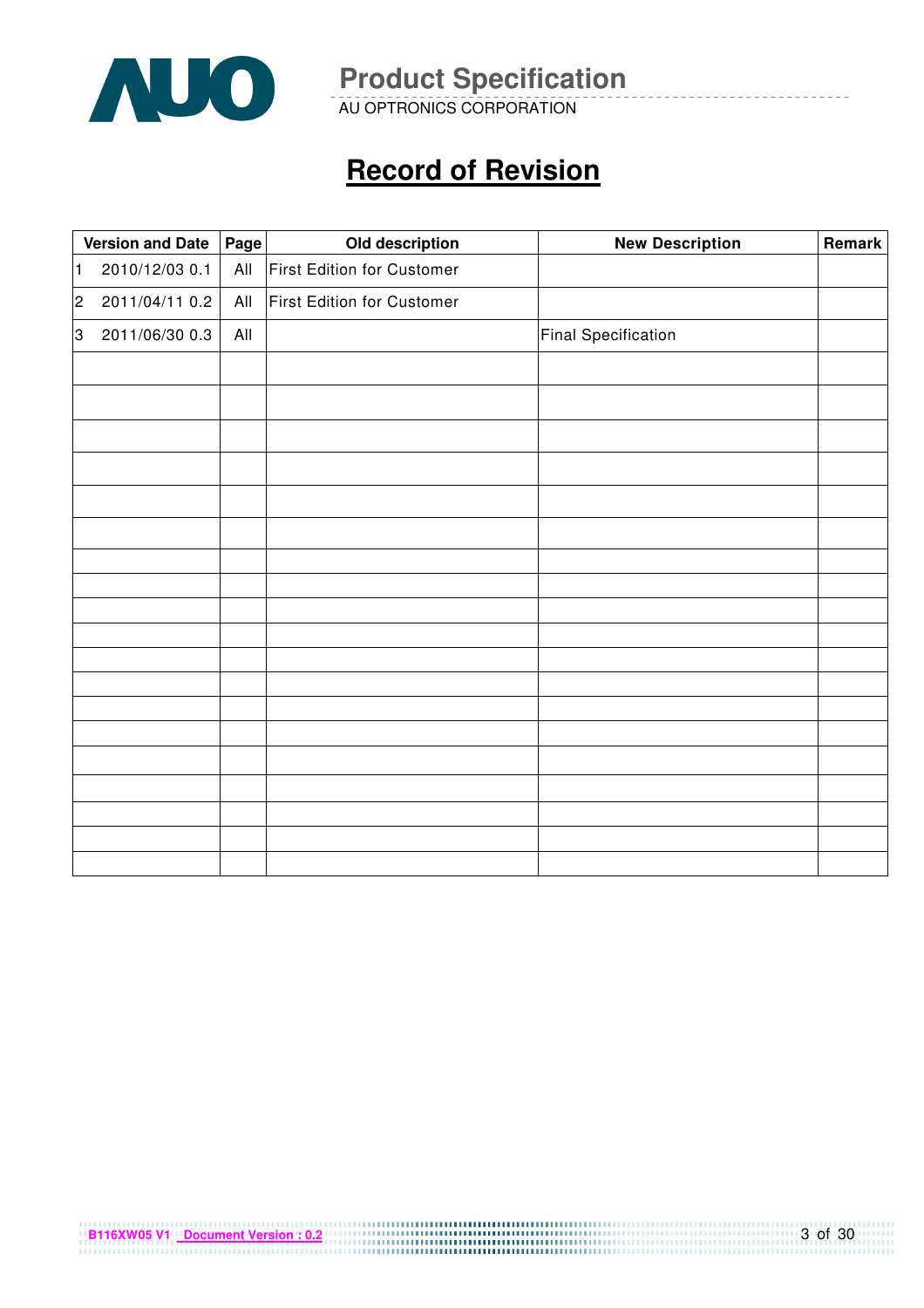# Record of Revision

| Version and Date | Page | Old description | New Description | Remark |
|---|---|---|---|---|
| 1 2010/12/03 0.1 | All | First Edition for Customer | | |
| 2 2011/04/11 0.2 | All | First Edition for Customer | | |
| 3 2011/06/30 0.3 | All | | Final Specification | |
| | | | | |
| | | | | |
| | | | | |
| | | | | |
| | | | | |
| | | | | |
| | | | | |
| | | | | |
| | | | | |
| | | | | |
| | | | | |
| | | | | |
| | | | | |
| | | | | |
| | | | | |
| | | | | |
| | | | | |
| | | | | |
| | | | | |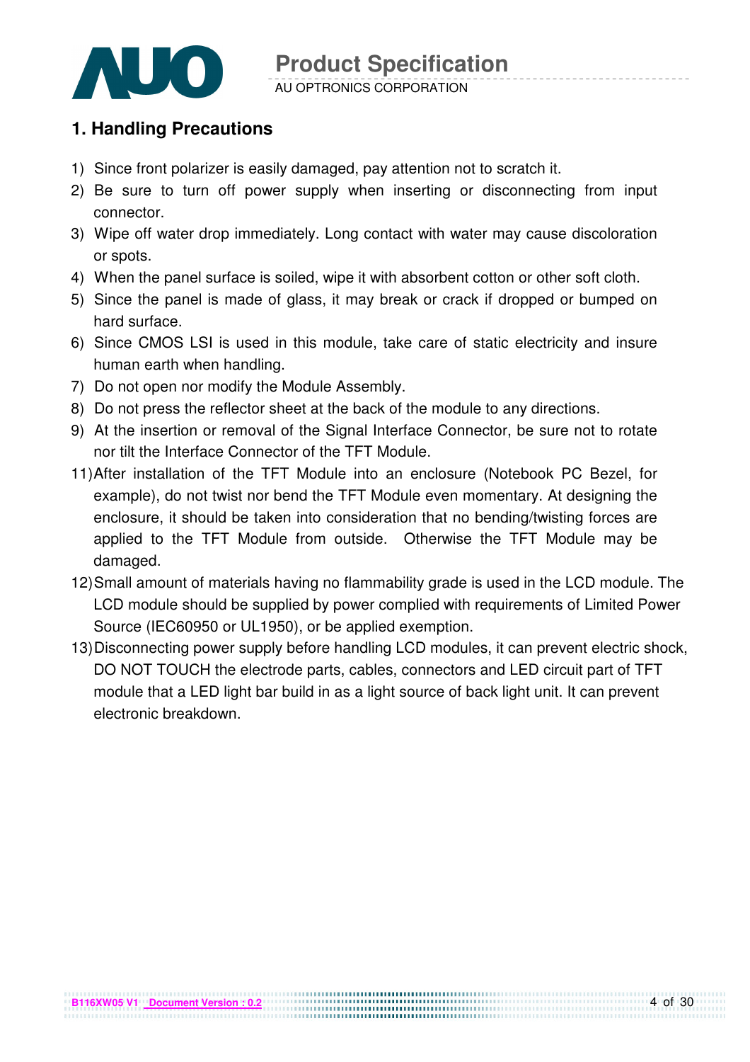## 1. Handling Precautions

1) Since front polarizer is easily damaged, pay attention not to scratch it.
2) Be sure to turn off power supply when inserting or disconnecting from input connector.
3) Wipe off water drop immediately. Long contact with water may cause discoloration or spots.
4) When the panel surface is soiled, wipe it with absorbent cotton or other soft cloth.
5) Since the panel is made of glass, it may break or crack if dropped or bumped on hard surface.
6) Since CMOS LSI is used in this module, take care of static electricity and insure human earth when handling.
7) Do not open nor modify the Module Assembly.
8) Do not press the reflector sheet at the back of the module to any directions.
9) At the insertion or removal of the Signal Interface Connector, be sure not to rotate nor tilt the Interface Connector of the TFT Module.

11) After installation of the TFT Module into an enclosure (Notebook PC Bezel, for example), do not twist nor bend the TFT Module even momentary. At designing the enclosure, it should be taken into consideration that no bending/twisting forces are applied to the TFT Module from outside. Otherwise the TFT Module may be damaged.
12) Small amount of materials having no flammability grade is used in the LCD module. The LCD module should be supplied by power complied with requirements of Limited Power Source (IEC60950 or UL1950), or be applied exemption.
13) Disconnecting power supply before handling LCD modules, it can prevent electric shock, DO NOT TOUCH the electrode parts, cables, connectors and LED circuit part of TFT module that a LED light bar build in as a light source of back light unit. It can prevent electronic breakdown.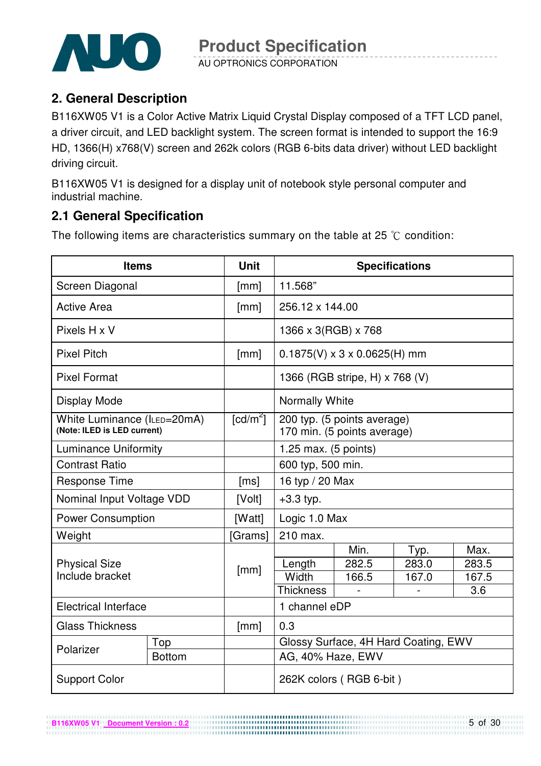## 2. General Description

B116XW05 V1 is a Color Active Matrix Liquid Crystal Display composed of a TFT LCD panel, a driver circuit, and LED backlight system. The screen format is intended to support the 16:9 HD, 1366(H) x768(V) screen and 262k colors (RGB 6-bits data driver) without LED backlight driving circuit.

B116XW05 V1 is designed for a display unit of notebook style personal computer and industrial machine.

## 2.1 General Specification

The following items are characteristics summary on the table at 25 ℃ condition:

| Items | | Unit | Specifications | | | |
|---|---|---|---|---|---|---|
| Screen Diagonal | | [mm] | 11.568" | | | |
| Active Area | | [mm] | 256.12 x 144.00 | | | |
| Pixels H x V | | | 1366 x 3(RGB) x 768 | | | |
| Pixel Pitch | | [mm] | 0.1875(V) x 3 x 0.0625(H) mm | | | |
| Pixel Format | | | 1366 (RGB stripe, H) x 768 (V) | | | |
| Display Mode | | | Normally White | | | |
| White Luminance ($I_{LED}$=20mA) **(Note: ILED is LED current)** | | [cd/m$^2$] | 200 typ. (5 points average) 170 min. (5 points average) | | | |
| Luminance Uniformity | | | 1.25 max. (5 points) | | | |
| Contrast Ratio | | | 600 typ, 500 min. | | | |
| Response Time | | [ms] | 16 typ / 20 Max | | | |
| Nominal Input Voltage VDD | | [Volt] | +3.3 typ. | | | |
| Power Consumption | | [Watt] | Logic 1.0 Max | | | |
| Weight | | [Grams] | 210 max. | | | |
| Physical Size Include bracket | | [mm] | | Min. | Typ. | Max. |
| | | | Length | 282.5 | 283.0 | 283.5 |
| | | | Width | 166.5 | 167.0 | 167.5 |
| | | | Thickness | - | - | 3.6 |
| Electrical Interface | | | 1 channel eDP | | | |
| Glass Thickness | | [mm] | 0.3 | | | |
| Polarizer | Top | | Glossy Surface, 4H Hard Coating, EWV | | | |
| | Bottom | | AG, 40% Haze, EWV | | | |
| Support Color | | | 262K colors ( RGB 6-bit ) | | | |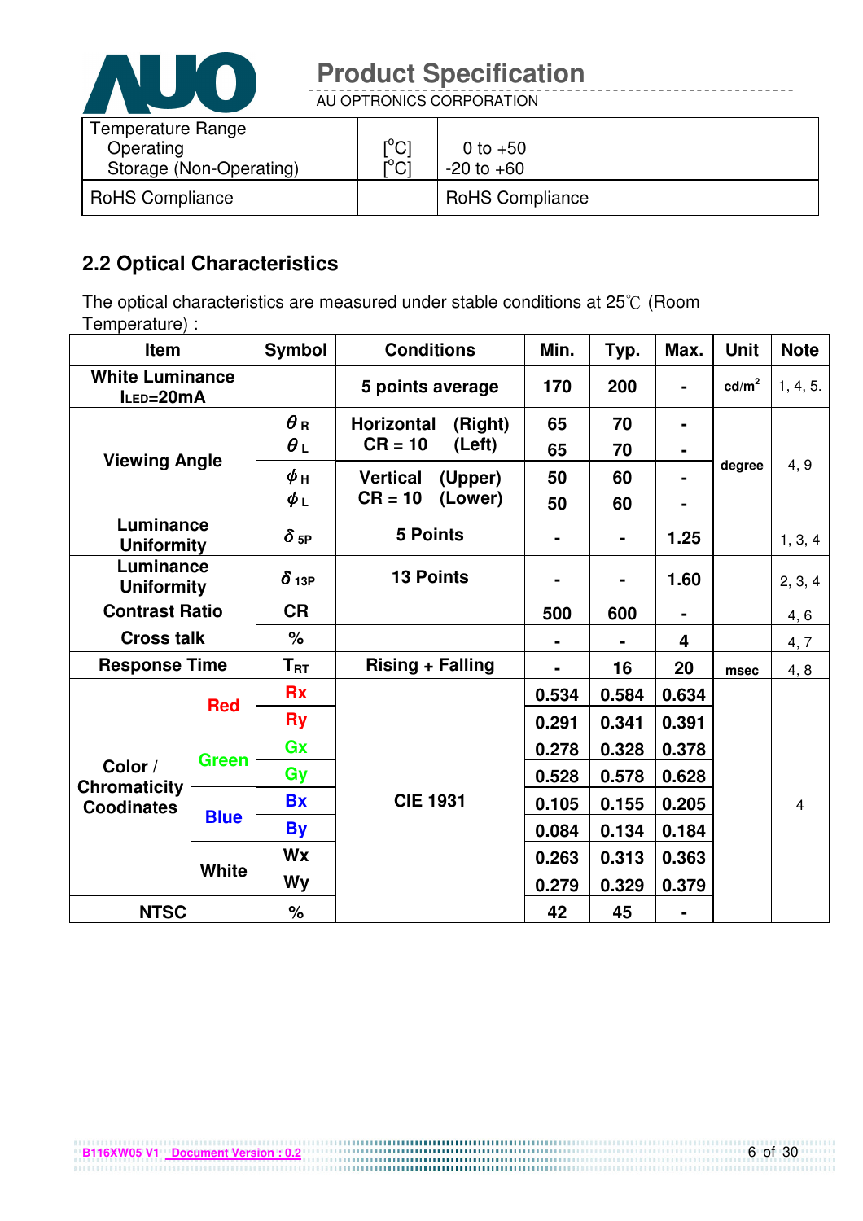| Temperature Range<br>Operating<br>Storage (Non-Operating) | [°C]<br>[°C] | 0 to +50<br>-20 to +60 |
|---|---|---|
| RoHS Compliance | | RoHS Compliance |

## 2.2 Optical Characteristics

The optical characteristics are measured under stable conditions at 25℃ (Room Temperature) :

| Item | | Symbol | Conditions | Min. | Typ. | Max. | Unit | Note |
|---|---|---|---|---|---|---|---|---|
| White Luminance $I_{LED}$=20mA | | | 5 points average | 170 | 200 | - | cd/m² | 1, 4, 5. |
| Viewing Angle | | $\theta_R$ | Horizontal CR = 10 (Right) | 65 | 70 | - | degree | 4, 9 |
| | | $\theta_L$ | (Left) | 65 | 70 | - | | |
| | | $\phi_H$ | Vertical CR = 10 (Upper) | 50 | 60 | - | | |
| | | $\phi_L$ | (Lower) | 50 | 60 | - | | |
| Luminance Uniformity | | $\delta_{5P}$ | 5 Points | - | - | 1.25 | | 1, 3, 4 |
| Luminance Uniformity | | $\delta_{13P}$ | 13 Points | - | - | 1.60 | | 2, 3, 4 |
| Contrast Ratio | | CR | | 500 | 600 | - | | 4, 6 |
| Cross talk | | % | | - | - | 4 | | 4, 7 |
| Response Time | | $T_{RT}$ | Rising + Falling | - | 16 | 20 | msec | 4, 8 |
| Color / Chromaticity Coodinates | Red | Rx | CIE 1931 | 0.534 | 0.584 | 0.634 | | 4 |
| | | Ry | | 0.291 | 0.341 | 0.391 | | |
| | Green | Gx | | 0.278 | 0.328 | 0.378 | | |
| | | Gy | | 0.528 | 0.578 | 0.628 | | |
| | Blue | Bx | | 0.105 | 0.155 | 0.205 | | |
| | | By | | 0.084 | 0.134 | 0.184 | | |
| | White | Wx | | 0.263 | 0.313 | 0.363 | | |
| | | Wy | | 0.279 | 0.329 | 0.379 | | |
| NTSC | | % | | 42 | 45 | - | | |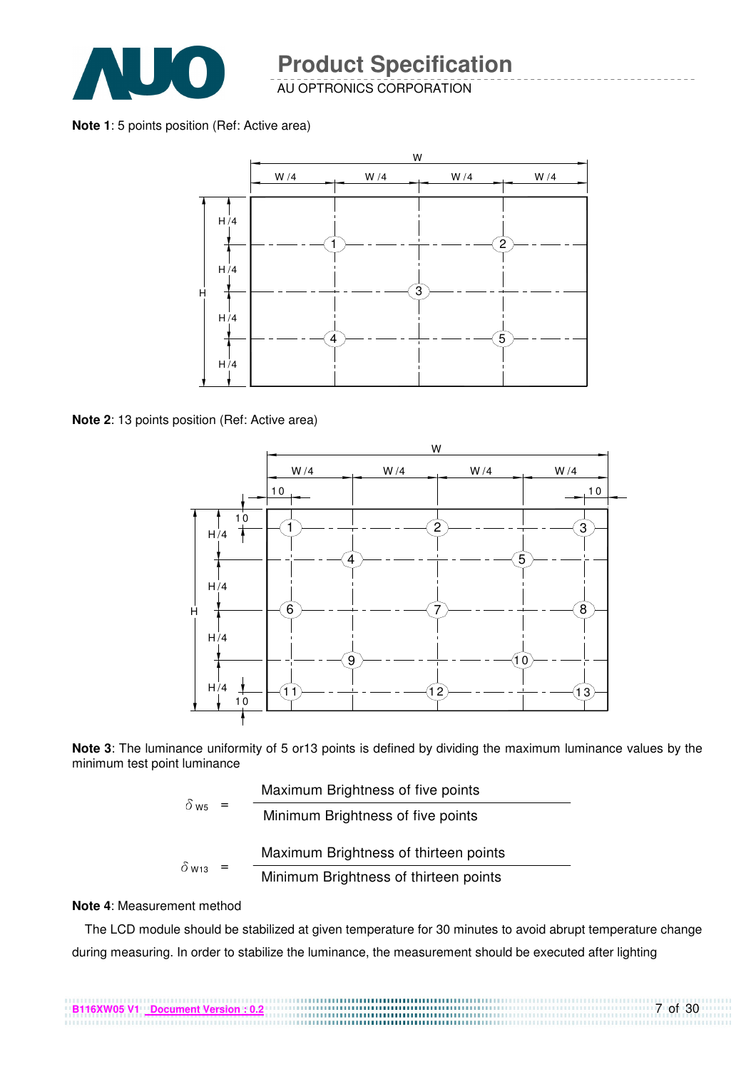**Note 1**: 5 points position (Ref: Active area)

**Note 2**: 13 points position (Ref: Active area)

**Note 3**: The luminance uniformity of 5 or13 points is defined by dividing the maximum luminance values by the minimum test point luminance

$$\delta_{W5} = \frac{\text{Maximum Brightness of five points}}{\text{Minimum Brightness of five points}}$$

$$\delta_{W13} = \frac{\text{Maximum Brightness of thirteen points}}{\text{Minimum Brightness of thirteen points}}$$

**Note 4**: Measurement method

The LCD module should be stabilized at given temperature for 30 minutes to avoid abrupt temperature change during measuring. In order to stabilize the luminance, the measurement should be executed after lighting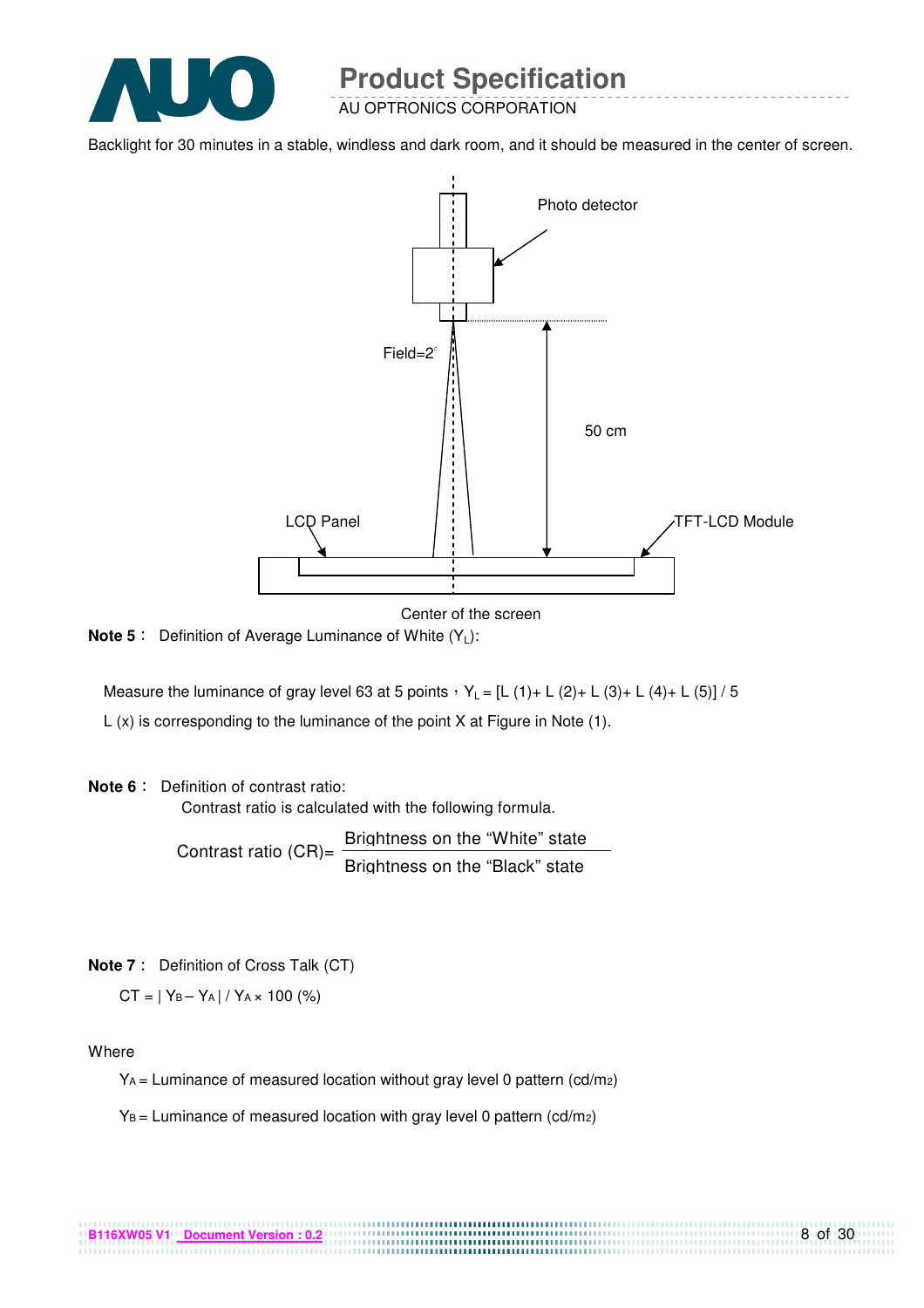Backlight for 30 minutes in a stable, windless and dark room, and it should be measured in the center of screen.

Photo detector

Field=2°

50 cm

LCD Panel

TFT-LCD Module

Center of the screen

**Note 5**： Definition of Average Luminance of White ($Y_L$):

Measure the luminance of gray level 63 at 5 points，$Y_L$ = [L (1)+ L (2)+ L (3)+ L (4)+ L (5)] / 5

L (x) is corresponding to the luminance of the point X at Figure in Note (1).

**Note 6**： Definition of contrast ratio:

Contrast ratio is calculated with the following formula.

$$\text{Contrast ratio (CR)} = \frac{\text{Brightness on the "White" state}}{\text{Brightness on the "Black" state}}$$

**Note 7**： Definition of Cross Talk (CT)

$$CT = | Y_B - Y_A | / Y_A \times 100\ (\%)$$

Where

$Y_A$ = Luminance of measured location without gray level 0 pattern ($cd/m^2$)

$Y_B$ = Luminance of measured location with gray level 0 pattern ($cd/m^2$)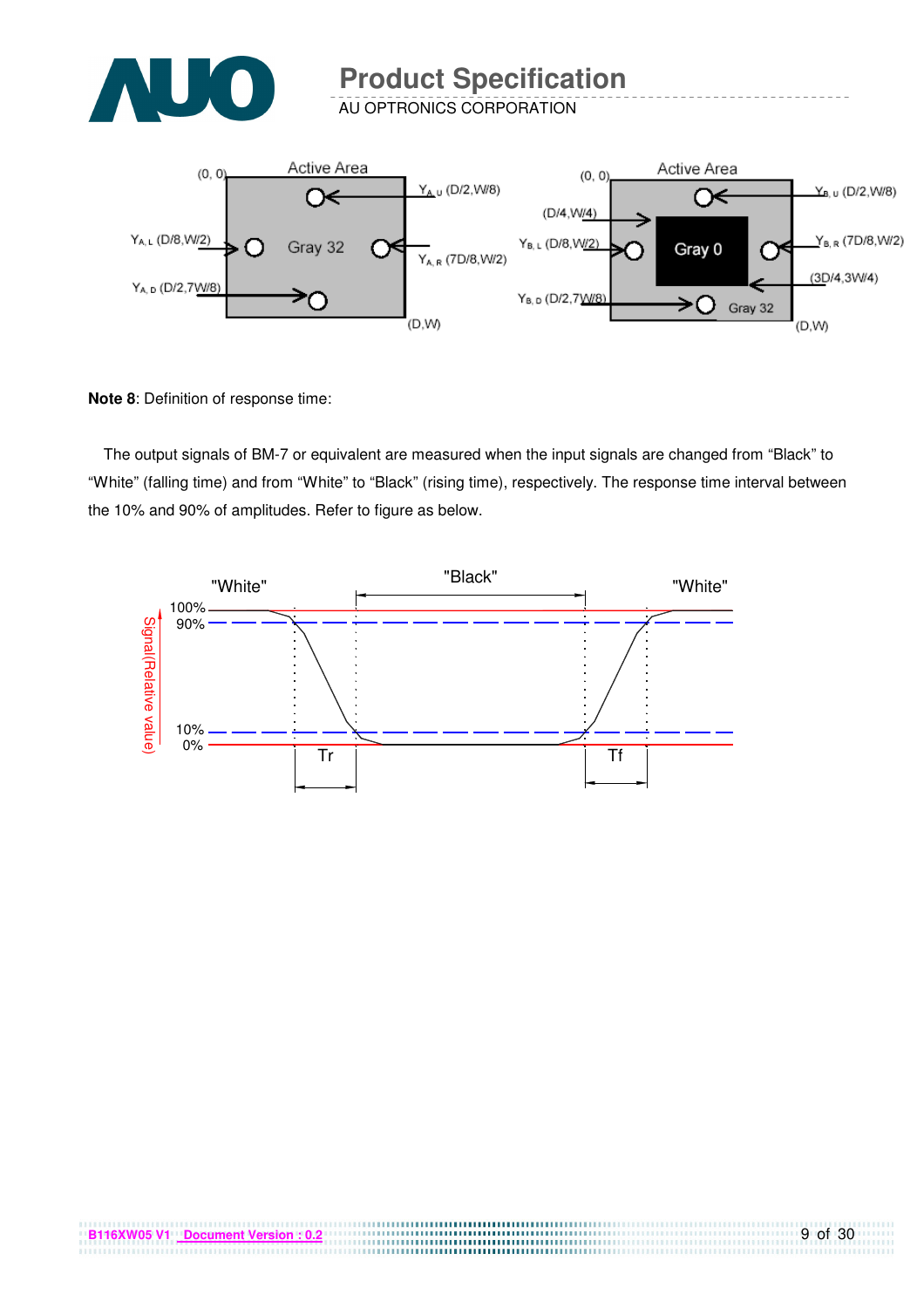**Note 8**: Definition of response time:

The output signals of BM-7 or equivalent are measured when the input signals are changed from “Black” to “White” (falling time) and from “White” to “Black” (rising time), respectively. The response time interval between the 10% and 90% of amplitudes. Refer to figure as below.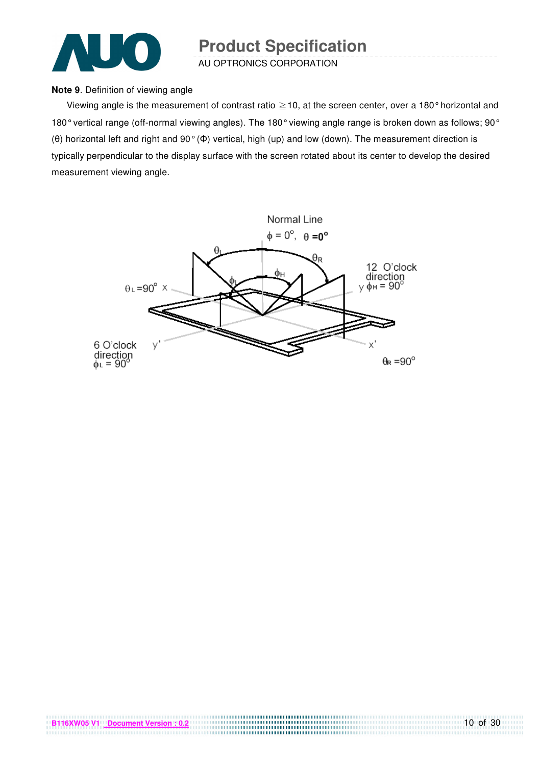**Note 9**. Definition of viewing angle

Viewing angle is the measurement of contrast ratio ≧10, at the screen center, over a 180° horizontal and 180° vertical range (off-normal viewing angles). The 180° viewing angle range is broken down as follows; 90° (θ) horizontal left and right and 90° (Φ) vertical, high (up) and low (down). The measurement direction is typically perpendicular to the display surface with the screen rotated about its center to develop the desired measurement viewing angle.

Normal Line

$\phi = 0^o$, $\theta = 0^o$

$\theta_L$ $\theta_R$ $\phi_H$ $\phi_L$

$\theta_L = 90^o$ x

12 O'clock direction y $\phi_H = 90^o$

6 O'clock direction $\phi_L = 90^o$ y'

x'

$\theta_R = 90^o$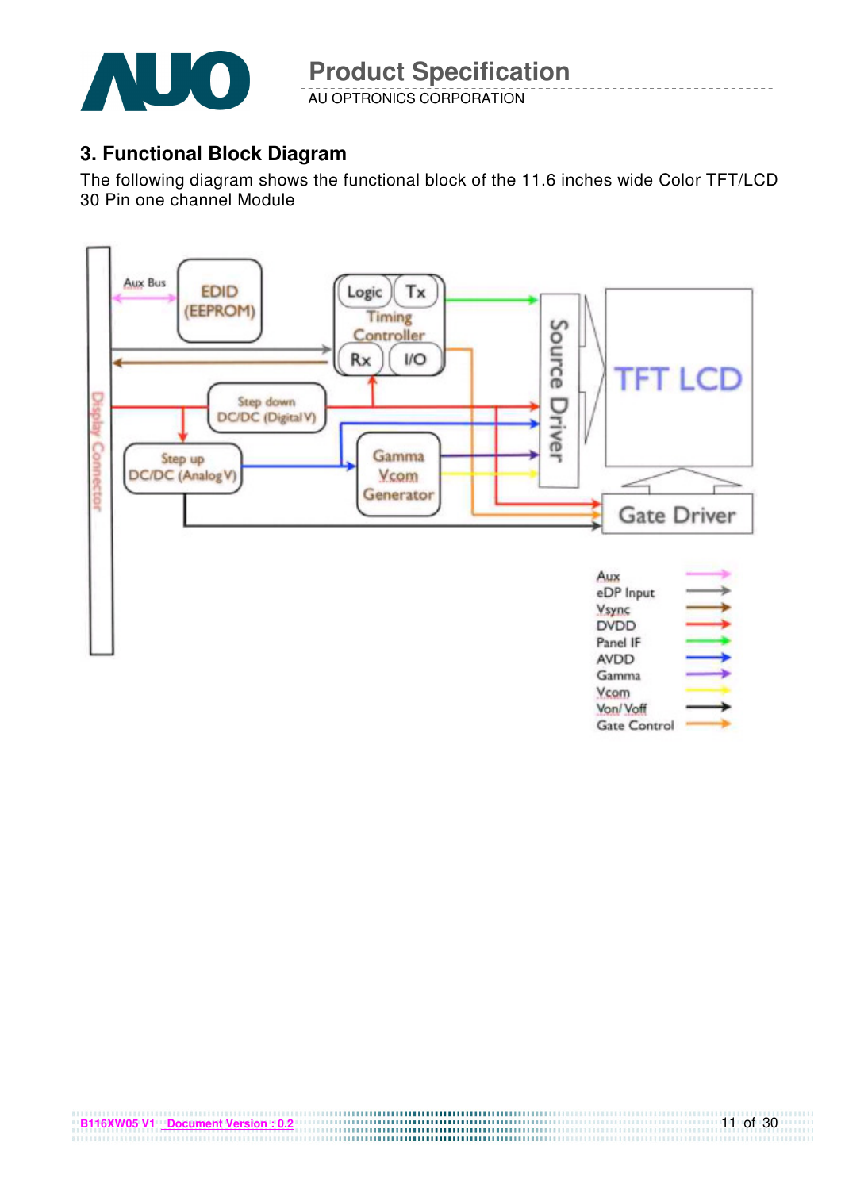## 3. Functional Block Diagram

The following diagram shows the functional block of the 11.6 inches wide Color TFT/LCD 30 Pin one channel Module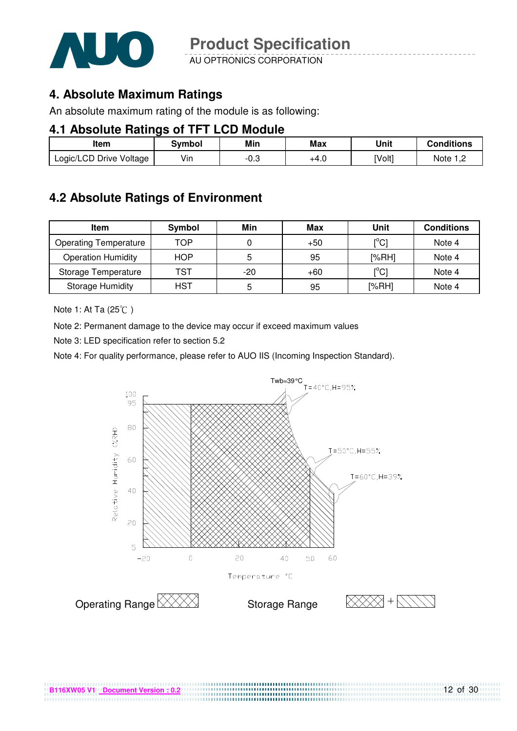# 4. Absolute Maximum Ratings

An absolute maximum rating of the module is as following:

## 4.1 Absolute Ratings of TFT LCD Module

| Item | Symbol | Min | Max | Unit | Conditions |
|---|---|---|---|---|---|
| Logic/LCD Drive Voltage | Vin | -0.3 | +4.0 | [Volt] | Note 1,2 |

## 4.2 Absolute Ratings of Environment

| Item | Symbol | Min | Max | Unit | Conditions |
|---|---|---|---|---|---|
| Operating Temperature | TOP | 0 | +50 | [°C] | Note 4 |
| Operation Humidity | HOP | 5 | 95 | [%RH] | Note 4 |
| Storage Temperature | TST | -20 | +60 | [°C] | Note 4 |
| Storage Humidity | HST | 5 | 95 | [%RH] | Note 4 |

Note 1: At Ta (25℃ )

Note 2: Permanent damage to the device may occur if exceed maximum values

Note 3: LED specification refer to section 5.2

Note 4: For quality performance, please refer to AUO IIS (Incoming Inspection Standard).

Twb=39°C

T=40°C,H=95%

T=50°C,H=55%

T=60°C,H=39%

Relative Humidity (%RH)

Temperature °C

Operating Range

Storage Range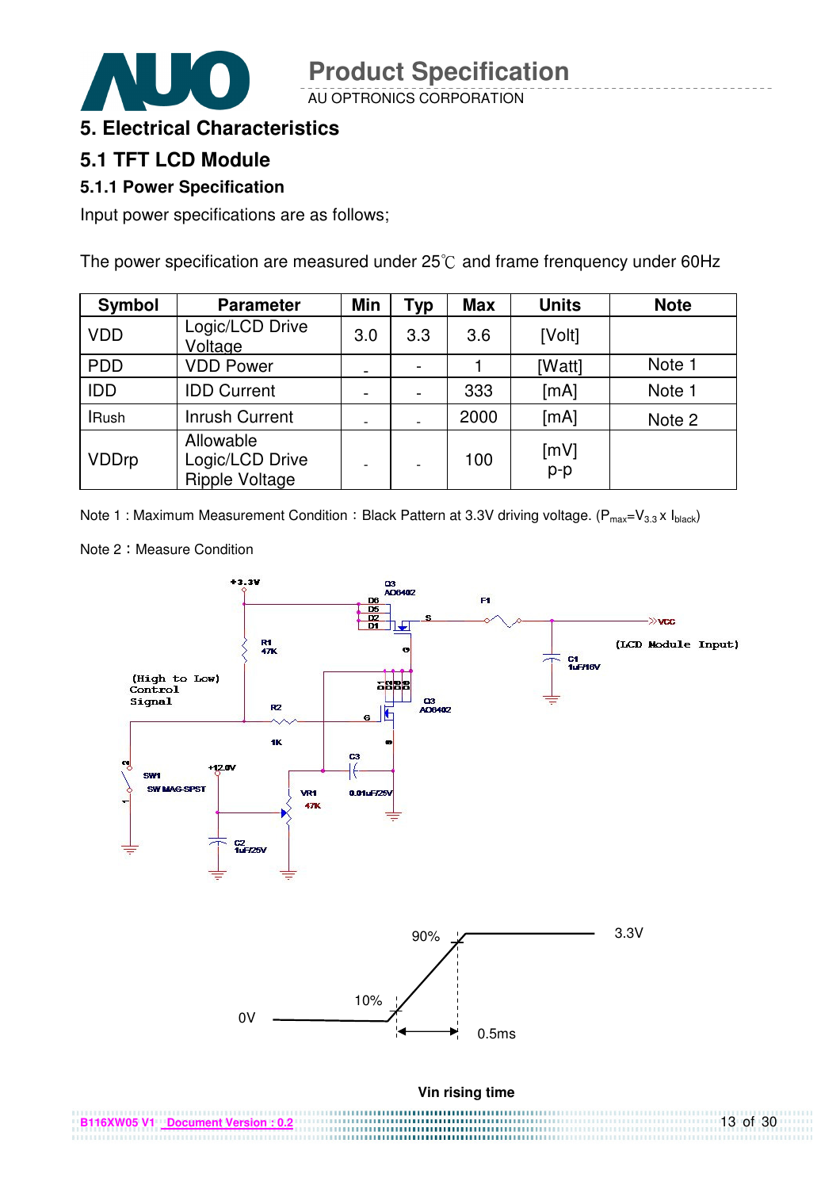# 5. Electrical Characteristics

## 5.1 TFT LCD Module

### 5.1.1 Power Specification

Input power specifications are as follows;

The power specification are measured under 25℃ and frame frenquency under 60Hz

| Symbol | Parameter | Min | Typ | Max | Units | Note |
|---|---|---|---|---|---|---|
| VDD | Logic/LCD Drive Voltage | 3.0 | 3.3 | 3.6 | [Volt] | |
| PDD | VDD Power | - | - | 1 | [Watt] | Note 1 |
| IDD | IDD Current | - | - | 333 | [mA] | Note 1 |
| IRush | Inrush Current | - | - | 2000 | [mA] | Note 2 |
| VDDrp | Allowable Logic/LCD Drive Ripple Voltage | - | - | 100 | [mV] p-p | |

Note 1 : Maximum Measurement Condition：Black Pattern at 3.3V driving voltage. ($P_{max}=V_{3.3} \times I_{black}$)

Note 2：Measure Condition

+3.3V, Q3 AO6402, D6 D5 D2 D1, S, F1, VCC (LCD Module Input), C1 1uF/16V, R1 47K, G, (High to Low) Control Signal, R2 1K, Q3 AO6402, SW1 SW MAG-SPST, +12.0V, VR1 47K, C3 0.01uF/25V, C2 1uF/25V

90%, 3.3V, 10%, 0V, 0.5ms

Vin rising time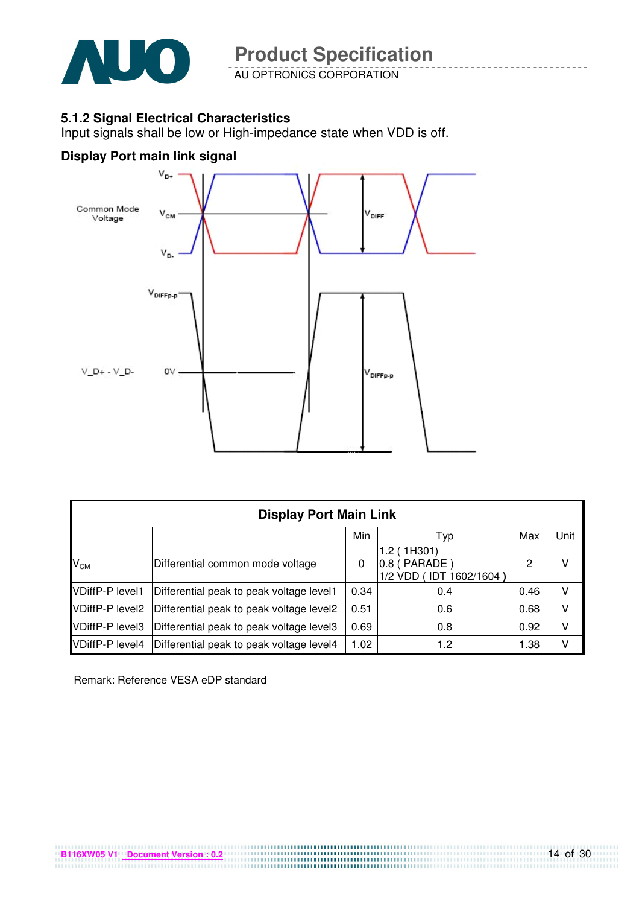### 5.1.2 Signal Electrical Characteristics

Input signals shall be low or High-impedance state when VDD is off.

### Display Port main link signal

| Display Port Main Link | | | | | |
|---|---|---|---|---|---|
| | | Min | Typ | Max | Unit |
| $V_{CM}$ | Differential common mode voltage | 0 | 1.2 ( 1H301)<br>0.8 ( PARADE )<br>1/2 VDD ( IDT 1602/1604 ) | 2 | V |
| VDiffP-P level1 | Differential peak to peak voltage level1 | 0.34 | 0.4 | 0.46 | V |
| VDiffP-P level2 | Differential peak to peak voltage level2 | 0.51 | 0.6 | 0.68 | V |
| VDiffP-P level3 | Differential peak to peak voltage level3 | 0.69 | 0.8 | 0.92 | V |
| VDiffP-P level4 | Differential peak to peak voltage level4 | 1.02 | 1.2 | 1.38 | V |

Remark: Reference VESA eDP standard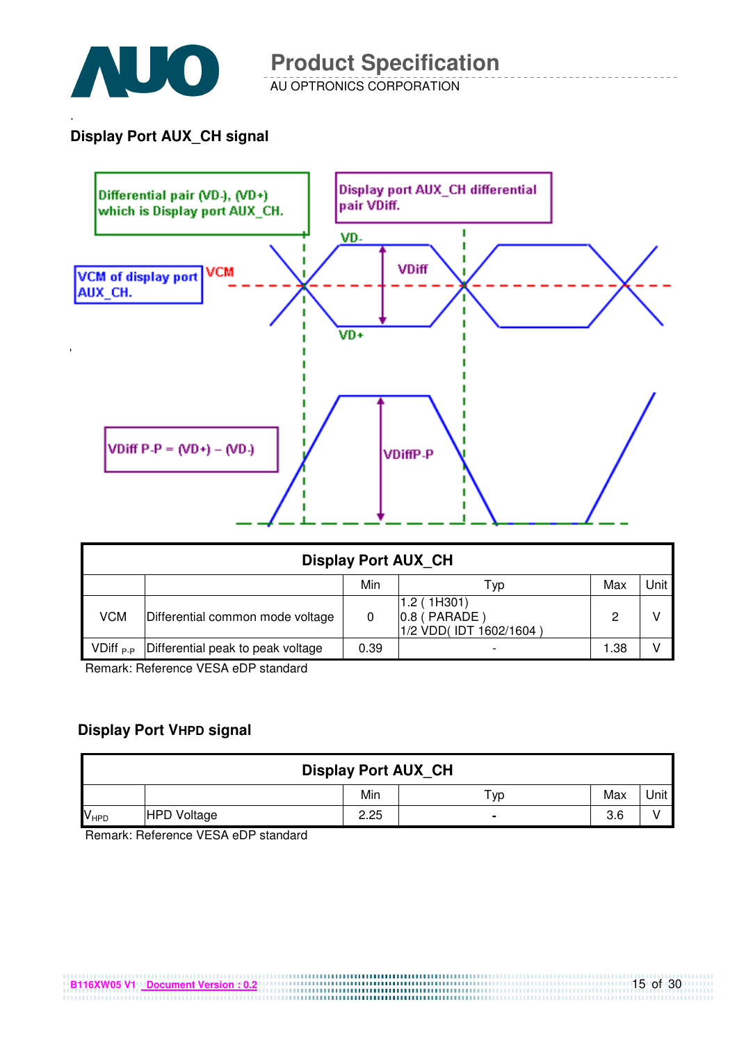### Display Port AUX_CH signal

Differential pair (VD-), (VD+) which is Display port AUX_CH.

Display port AUX_CH differential pair VDiff.

VCM of display port AUX_CH.

VCM

VD-

VDiff

VD+

VDiff P-P = (VD+) – (VD-)

VDiffP-P

| Display Port AUX_CH | | | | | |
|---|---|---|---|---|---|
| | | Min | Typ | Max | Unit |
| VCM | Differential common mode voltage | 0 | 1.2 ( 1H301)<br>0.8 ( PARADE )<br>1/2 VDD( IDT 1602/1604 ) | 2 | V |
| $VDiff_{P-P}$ | Differential peak to peak voltage | 0.39 | - | 1.38 | V |

Remark: Reference VESA eDP standard

### Display Port VHPD signal

| Display Port AUX_CH | | | | | |
|---|---|---|---|---|---|
| | | Min | Typ | Max | Unit |
| $V_{HPD}$ | HPD Voltage | 2.25 | - | 3.6 | V |

Remark: Reference VESA eDP standard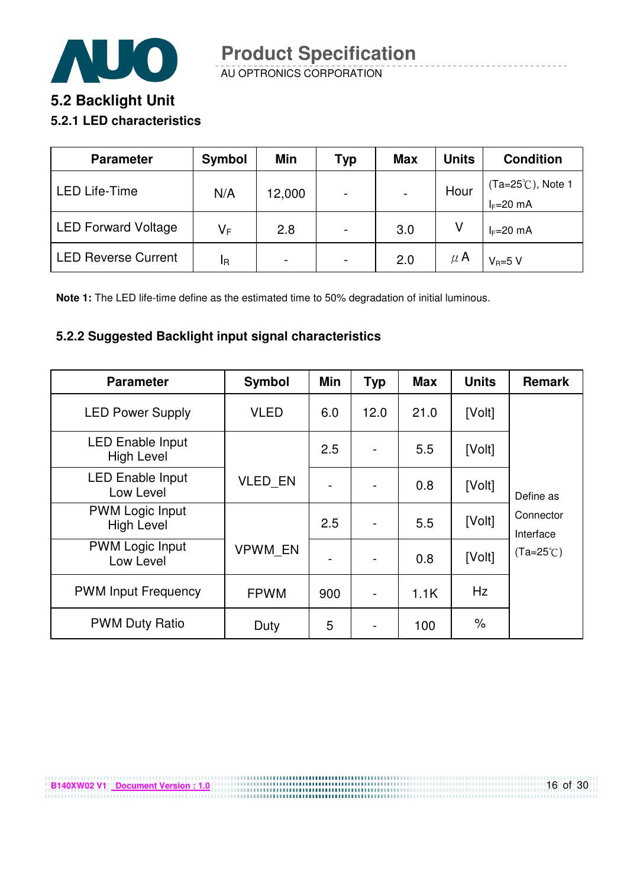## 5.2 Backlight Unit

### 5.2.1 LED characteristics

| Parameter | Symbol | Min | Typ | Max | Units | Condition |
|---|---|---|---|---|---|---|
| LED Life-Time | N/A | 12,000 | - | - | Hour | (Ta=25℃), Note 1 $I_F$=20 mA |
| LED Forward Voltage | $V_F$ | 2.8 | - | 3.0 | V | $I_F$=20 mA |
| LED Reverse Current | $I_R$ | - | - | 2.0 | μA | $V_R$=5 V |

**Note 1:** The LED life-time define as the estimated time to 50% degradation of initial luminous.

### 5.2.2 Suggested Backlight input signal characteristics

| Parameter | Symbol | Min | Typ | Max | Units | Remark |
|---|---|---|---|---|---|---|
| LED Power Supply | VLED | 6.0 | 12.0 | 21.0 | [Volt] | Define as Connector Interface (Ta=25℃) |
| LED Enable Input High Level | VLED_EN | 2.5 | - | 5.5 | [Volt] | |
| LED Enable Input Low Level | | - | - | 0.8 | [Volt] | |
| PWM Logic Input High Level | VPWM_EN | 2.5 | - | 5.5 | [Volt] | |
| PWM Logic Input Low Level | | - | - | 0.8 | [Volt] | |
| PWM Input Frequency | FPWM | 900 | - | 1.1K | Hz | |
| PWM Duty Ratio | Duty | 5 | - | 100 | % | |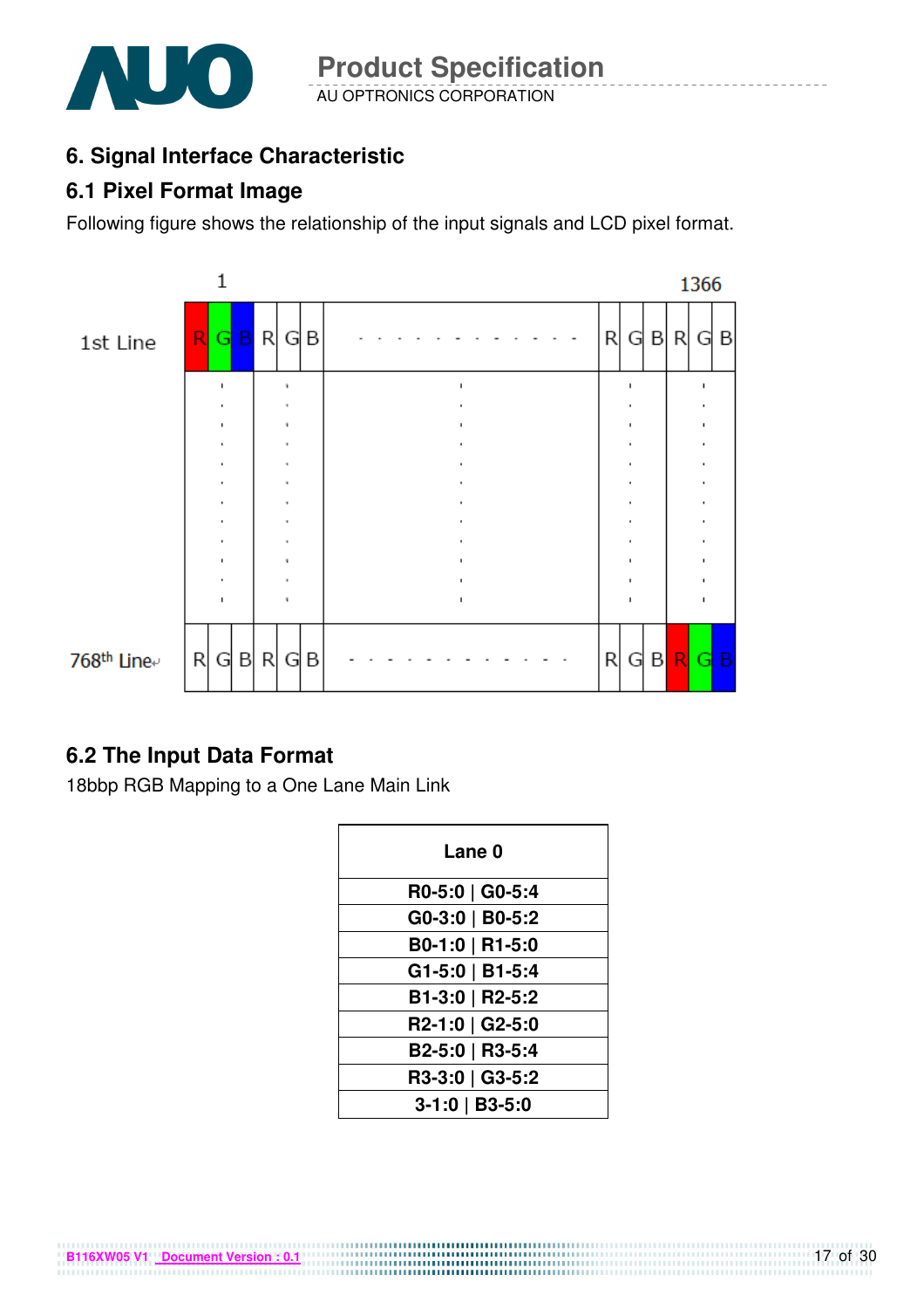## 6. Signal Interface Characteristic

### 6.1 Pixel Format Image

Following figure shows the relationship of the input signals and LCD pixel format.

|  | 1 | | | | | | | | | | | 1366 | | |
|---|---|---|---|---|---|---|---|---|---|---|---|---|---|---|
| 1st Line | R | G | B | R | G | B | . . . . . . . . . . . . . | R | G | B | R | G | B |
| ⋮ | ⋮ | | | ⋮ | | | ⋮ | ⋮ | | | ⋮ | | |
| 768th Line | R | G | B | R | G | B | . . . . . . . . . . . . . | R | G | B | R | G | B |

### 6.2 The Input Data Format

18bbp RGB Mapping to a One Lane Main Link

| Lane 0 |
|---|
| R0-5:0 \| G0-5:4 |
| G0-3:0 \| B0-5:2 |
| B0-1:0 \| R1-5:0 |
| G1-5:0 \| B1-5:4 |
| B1-3:0 \| R2-5:2 |
| R2-1:0 \| G2-5:0 |
| B2-5:0 \| R3-5:4 |
| R3-3:0 \| G3-5:2 |
| 3-1:0 \| B3-5:0 |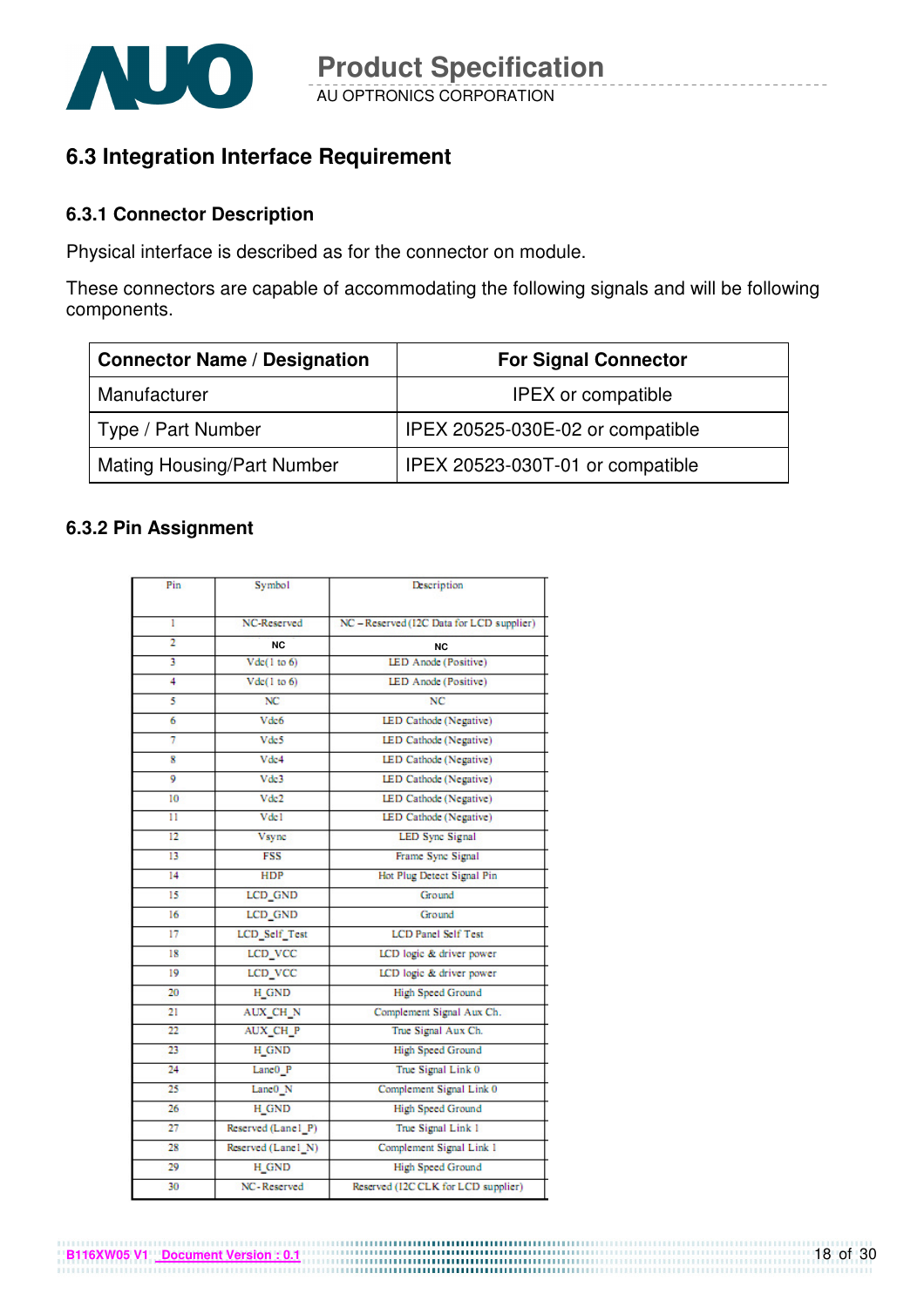## 6.3 Integration Interface Requirement

### 6.3.1 Connector Description

Physical interface is described as for the connector on module.

These connectors are capable of accommodating the following signals and will be following components.

| Connector Name / Designation | For Signal Connector |
|---|---|
| Manufacturer | IPEX or compatible |
| Type / Part Number | IPEX 20525-030E-02 or compatible |
| Mating Housing/Part Number | IPEX 20523-030T-01 or compatible |

### 6.3.2 Pin Assignment

| Pin | Symbol | Description |
|---|---|---|
| 1 | NC-Reserved | NC – Reserved (I2C Data for LCD supplier) |
| 2 | NC | NC |
| 3 | Vdc(1 to 6) | LED Anode (Positive) |
| 4 | Vdc(1 to 6) | LED Anode (Positive) |
| 5 | NC | NC |
| 6 | Vdc6 | LED Cathode (Negative) |
| 7 | Vdc5 | LED Cathode (Negative) |
| 8 | Vdc4 | LED Cathode (Negative) |
| 9 | Vdc3 | LED Cathode (Negative) |
| 10 | Vdc2 | LED Cathode (Negative) |
| 11 | Vdc1 | LED Cathode (Negative) |
| 12 | Vsync | LED Sync Signal |
| 13 | FSS | Frame Sync Signal |
| 14 | HDP | Hot Plug Detect Signal Pin |
| 15 | LCD_GND | Ground |
| 16 | LCD_GND | Ground |
| 17 | LCD_Self_Test | LCD Panel Self Test |
| 18 | LCD_VCC | LCD logic & driver power |
| 19 | LCD_VCC | LCD logic & driver power |
| 20 | H_GND | High Speed Ground |
| 21 | AUX_CH_N | Complement Signal Aux Ch. |
| 22 | AUX_CH_P | True Signal Aux Ch. |
| 23 | H_GND | High Speed Ground |
| 24 | Lane0_P | True Signal Link 0 |
| 25 | Lane0_N | Complement Signal Link 0 |
| 26 | H_GND | High Speed Ground |
| 27 | Reserved (Lane1_P) | True Signal Link 1 |
| 28 | Reserved (Lane1_N) | Complement Signal Link 1 |
| 29 | H_GND | High Speed Ground |
| 30 | NC-Reserved | Reserved (I2C CLK for LCD supplier) |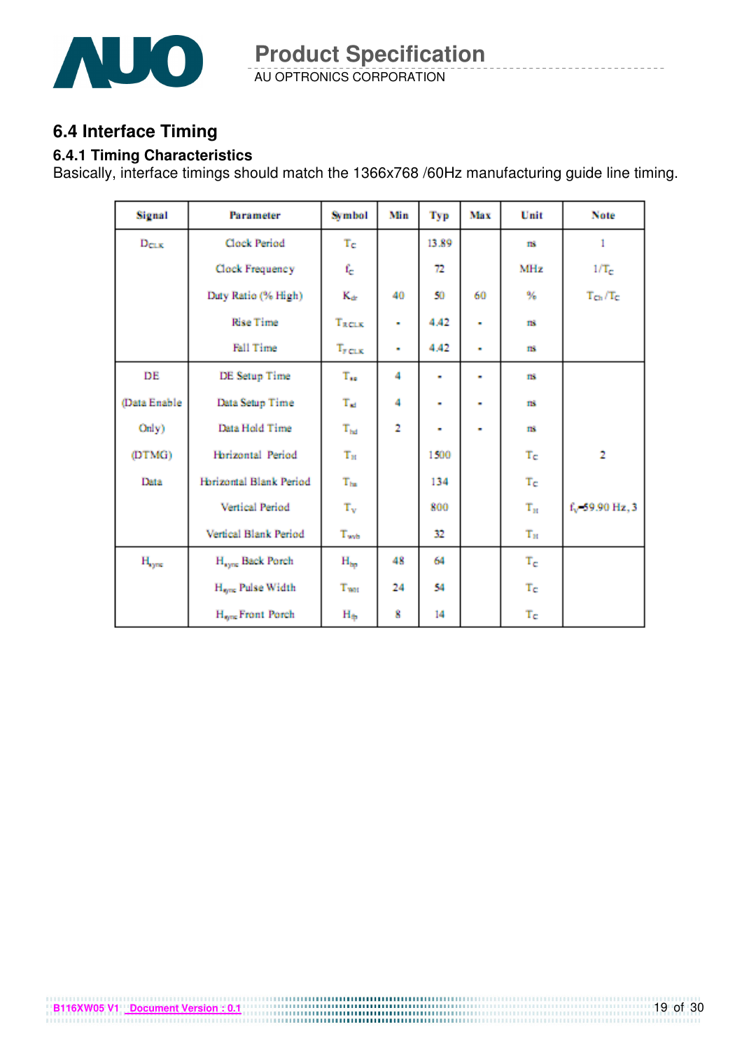## 6.4 Interface Timing

### 6.4.1 Timing Characteristics

Basically, interface timings should match the 1366x768 /60Hz manufacturing guide line timing.

| Signal | Parameter | Symbol | Min | Typ | Max | Unit | Note |
|---|---|---|---|---|---|---|---|
| $D_{CLK}$ | Clock Period | $T_C$ | | 13.89 | | ns | 1 |
| | Clock Frequency | $f_C$ | | 72 | | MHz | $1/T_C$ |
| | Duty Ratio (% High) | $K_{dr}$ | 40 | 50 | 60 | % | $T_{Ch}/T_C$ |
| | Rise Time | $T_{RCLK}$ | - | 4.42 | - | ns | |
| | Fall Time | $T_{FCLK}$ | - | 4.42 | - | ns | |
| DE (Data Enable Only) (DTMG) Data | DE Setup Time | $T_{se}$ | 4 | - | - | ns | |
| | Data Setup Time | $T_{sd}$ | 4 | - | - | ns | |
| | Data Hold Time | $T_{hd}$ | 2 | - | - | ns | |
| | Horizontal Period | $T_H$ | | 1500 | | $T_C$ | 2 |
| | Horizontal Blank Period | $T_{hb}$ | | 134 | | $T_C$ | |
| | Vertical Period | $T_V$ | | 800 | | $T_H$ | $f_V$=59.90 Hz, 3 |
| | Vertical Blank Period | $T_{vvb}$ | | 32 | | $T_H$ | |
| $H_{sync}$ | $H_{sync}$ Back Porch | $H_{bp}$ | 48 | 64 | | $T_C$ | |
| | $H_{sync}$ Pulse Width | $T_{WH}$ | 24 | 54 | | $T_C$ | |
| | $H_{sync}$ Front Porch | $H_{fp}$ | 8 | 14 | | $T_C$ | |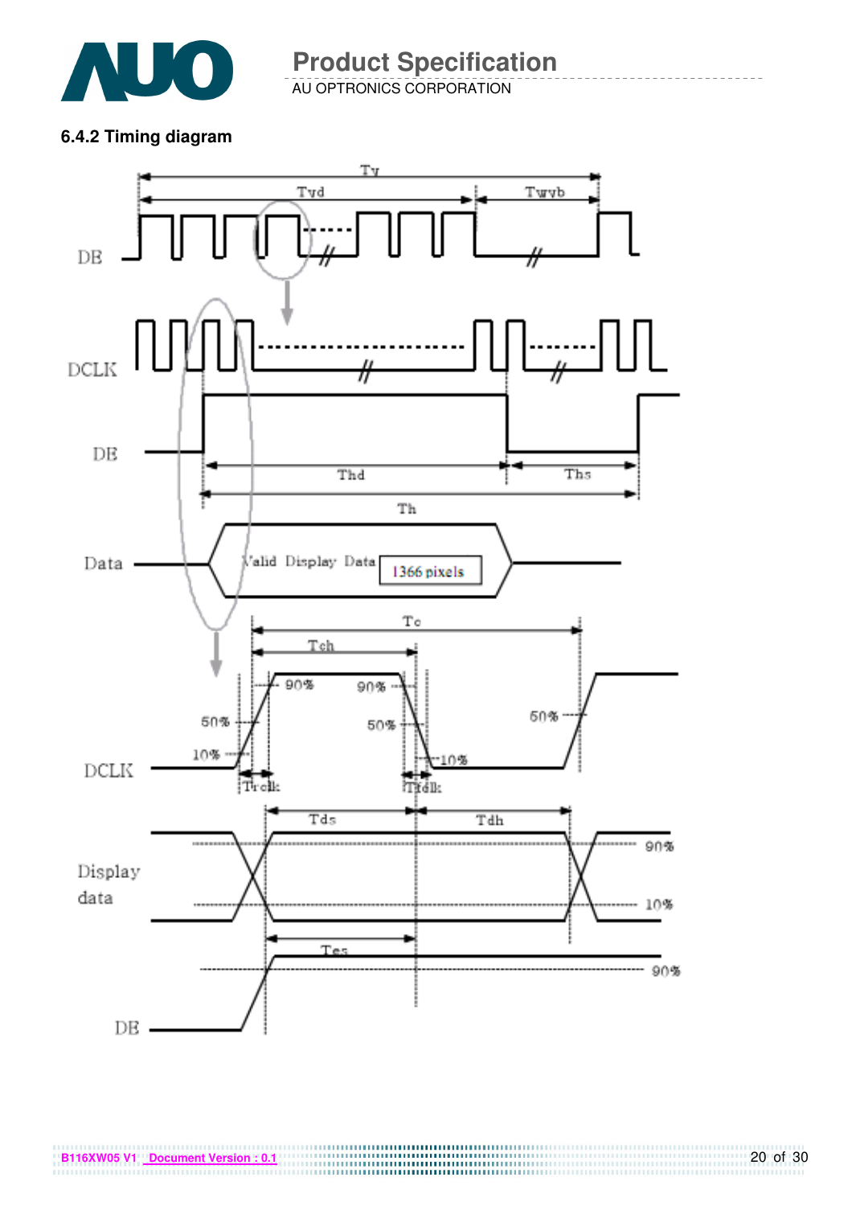#### 6.4.2 Timing diagram

Tv

Tvd

Tvb

DE

DCLK

DE

Thd

Ths

Th

Data

Valid Display Data

1366 pixels

Tc

Tch

90%

90%

50%

50%

50%

10%

10%

DCLK

Trclk

Tfclk

Tds

Tdh

Display data

90%

10%

Tes

90%

DE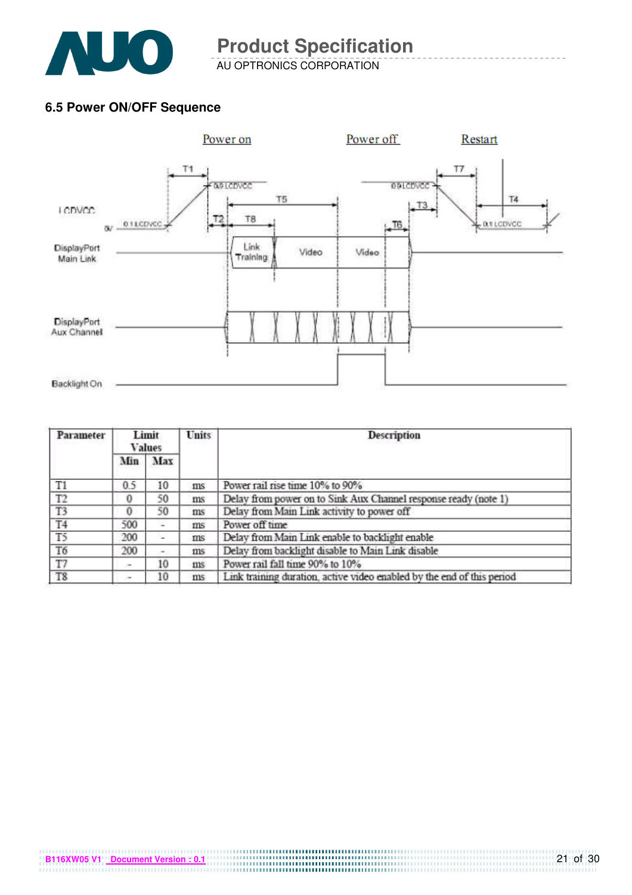### 6.5 Power ON/OFF Sequence

| Parameter | Limit Values | | Units | Description |
|---|---|---|---|---|
| | Min | Max | | |
| T1 | 0.5 | 10 | ms | Power rail rise time 10% to 90% |
| T2 | 0 | 50 | ms | Delay from power on to Sink Aux Channel response ready (note 1) |
| T3 | 0 | 50 | ms | Delay from Main Link activity to power off |
| T4 | 500 | - | ms | Power off time |
| T5 | 200 | - | ms | Delay from Main Link enable to backlight enable |
| T6 | 200 | - | ms | Delay from backlight disable to Main Link disable |
| T7 | - | 10 | ms | Power rail fall time 90% to 10% |
| T8 | - | 10 | ms | Link training duration, active video enabled by the end of this period |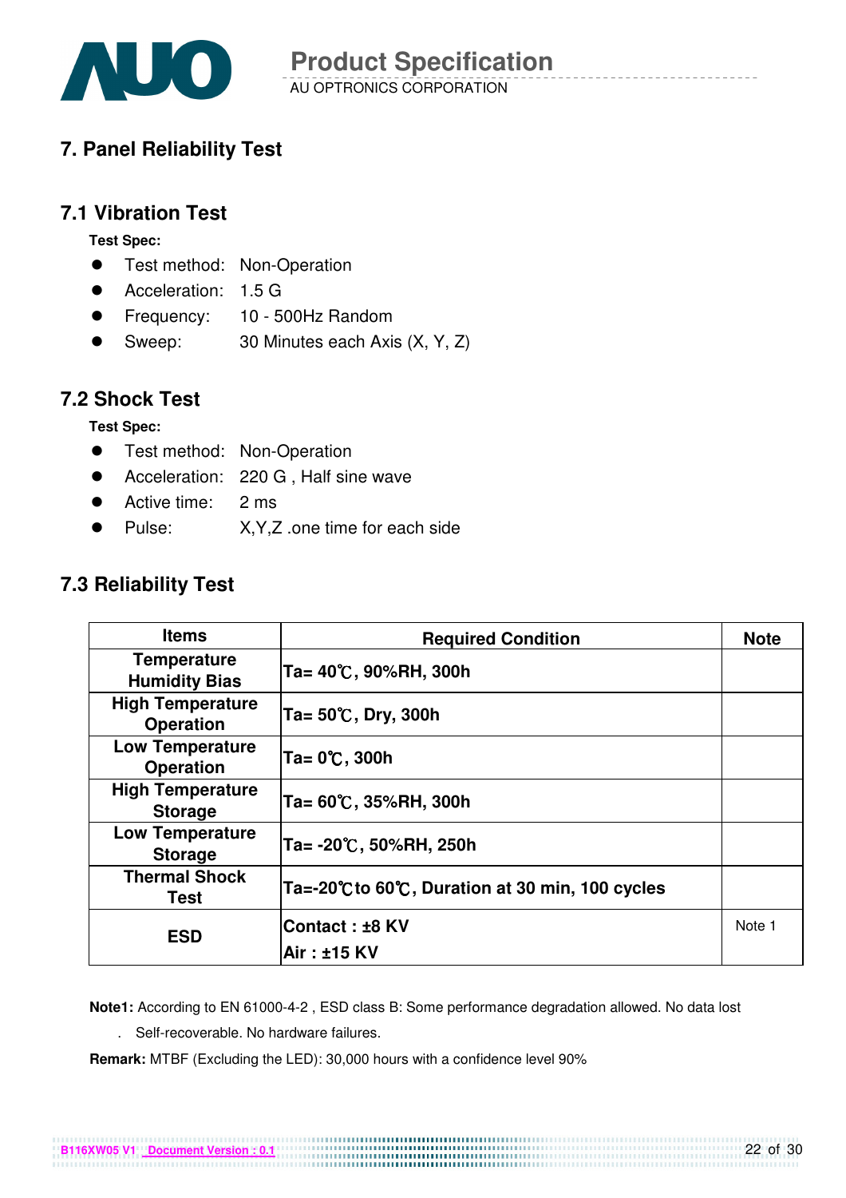# 7. Panel Reliability Test

## 7.1 Vibration Test

**Test Spec:**

- Test method: Non-Operation
- Acceleration: 1.5 G
- Frequency: 10 - 500Hz Random
- Sweep: 30 Minutes each Axis (X, Y, Z)

## 7.2 Shock Test

**Test Spec:**

- Test method: Non-Operation
- Acceleration: 220 G , Half sine wave
- Active time: 2 ms
- Pulse: X,Y,Z .one time for each side

## 7.3 Reliability Test

| Items | Required Condition | Note |
|---|---|---|
| Temperature Humidity Bias | Ta= 40℃, 90%RH, 300h | |
| High Temperature Operation | Ta= 50℃, Dry, 300h | |
| Low Temperature Operation | Ta= 0℃, 300h | |
| High Temperature Storage | Ta= 60℃, 35%RH, 300h | |
| Low Temperature Storage | Ta= -20℃, 50%RH, 250h | |
| Thermal Shock Test | Ta=-20℃to 60℃, Duration at 30 min, 100 cycles | |
| ESD | Contact : ±8 KV<br>Air : ±15 KV | Note 1 |

**Note1:** According to EN 61000-4-2 , ESD class B: Some performance degradation allowed. No data lost

. Self-recoverable. No hardware failures.

**Remark:** MTBF (Excluding the LED): 30,000 hours with a confidence level 90%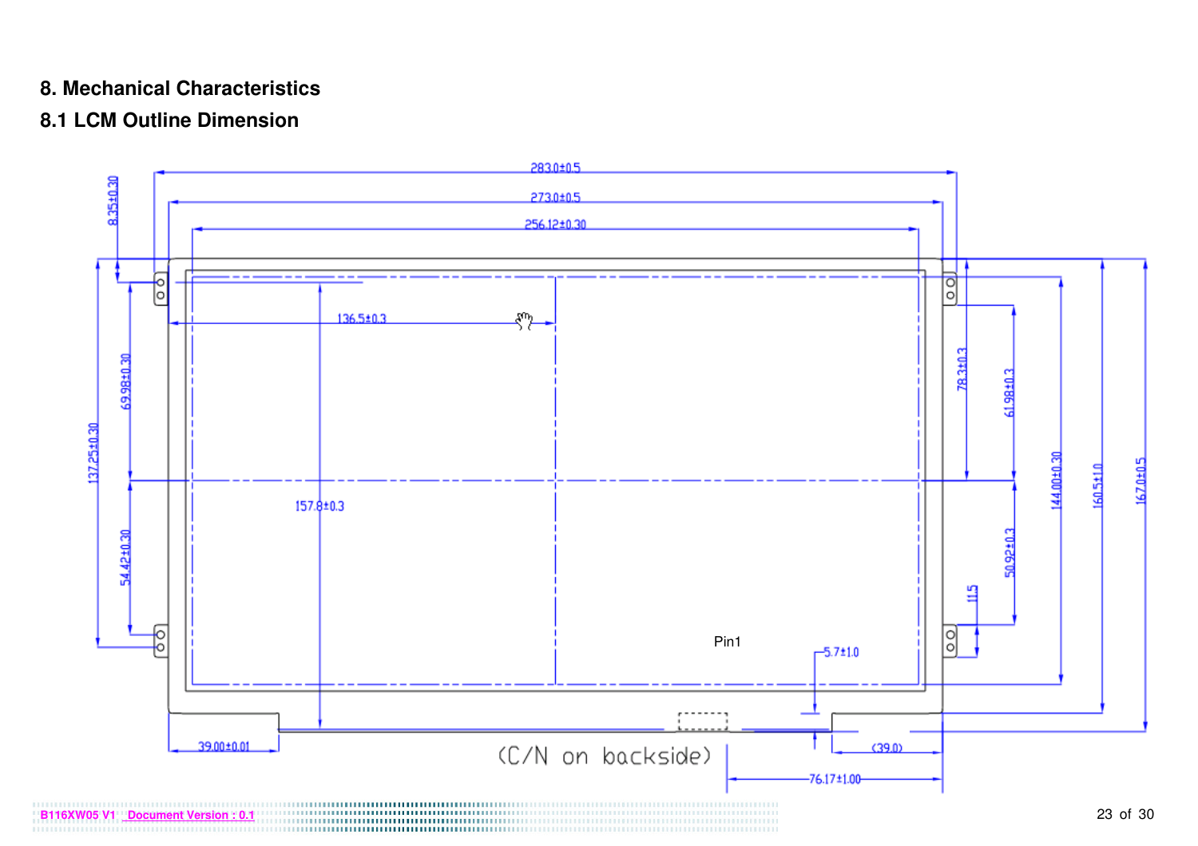## 8. Mechanical Characteristics

### 8.1 LCM Outline Dimension

283.0±0.5

273.0±0.5

256.12±0.30

8.35±0.30

136.5±0.3

69.98±0.30

137.25±0.30

157.8±0.3

54.42±0.30

78.3±0.3

61.98±0.3

50.92±0.3

11.5

144.00±0.30

160.5±1.0

167.0±0.5

Pin1

5.7±1.0

39.00±0.01

(C/N on backside)

(39.0)

76.17±1.00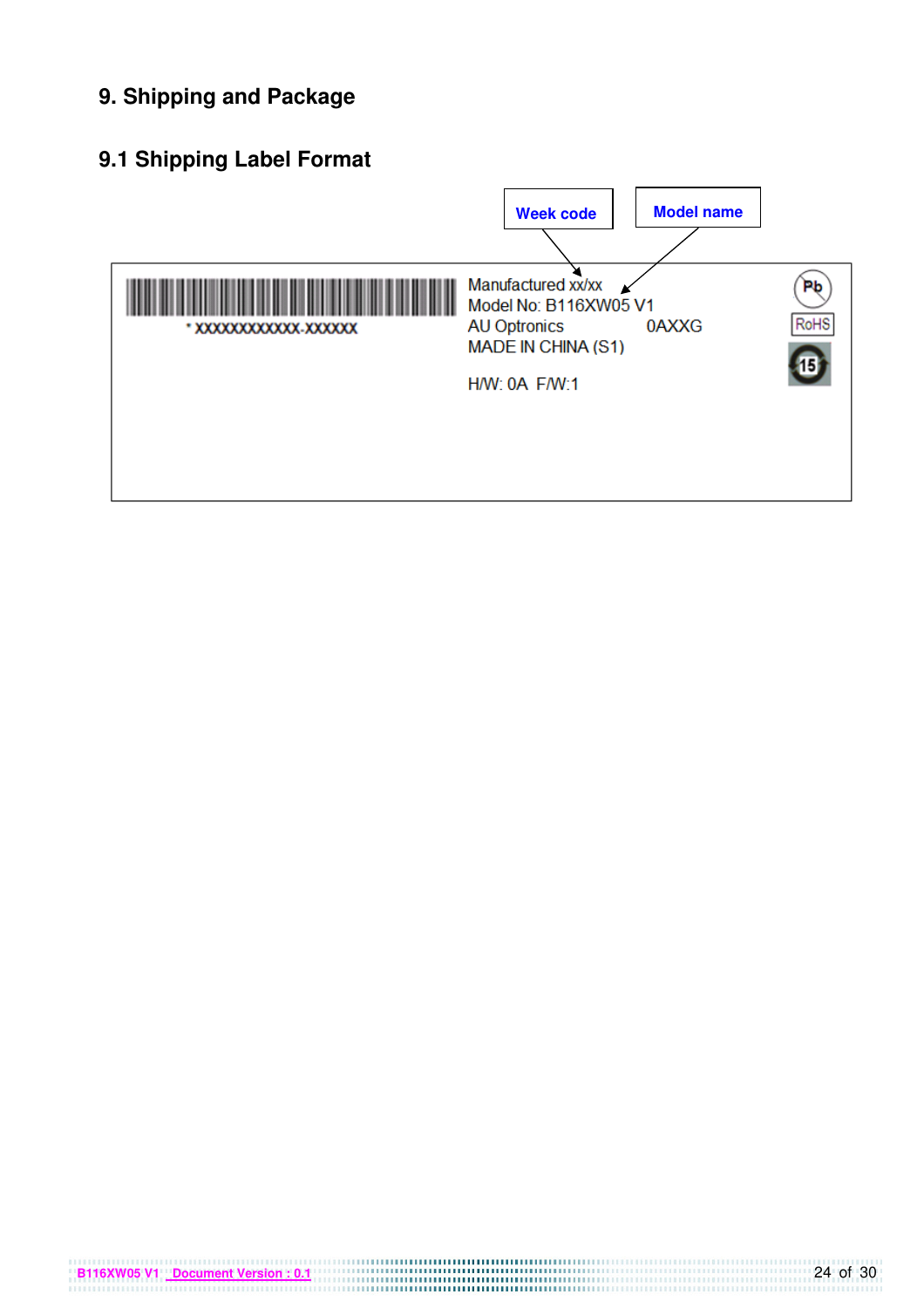# 9. Shipping and Package

## 9.1 Shipping Label Format

Week code

Model name

* XXXXXXXXXXXX-XXXXXX

Manufactured xx/xx
Model No: B116XW05 V1
AU Optronics 0AXXG
MADE IN CHINA (S1)

H/W: 0A F/W:1

Pb
RoHS
15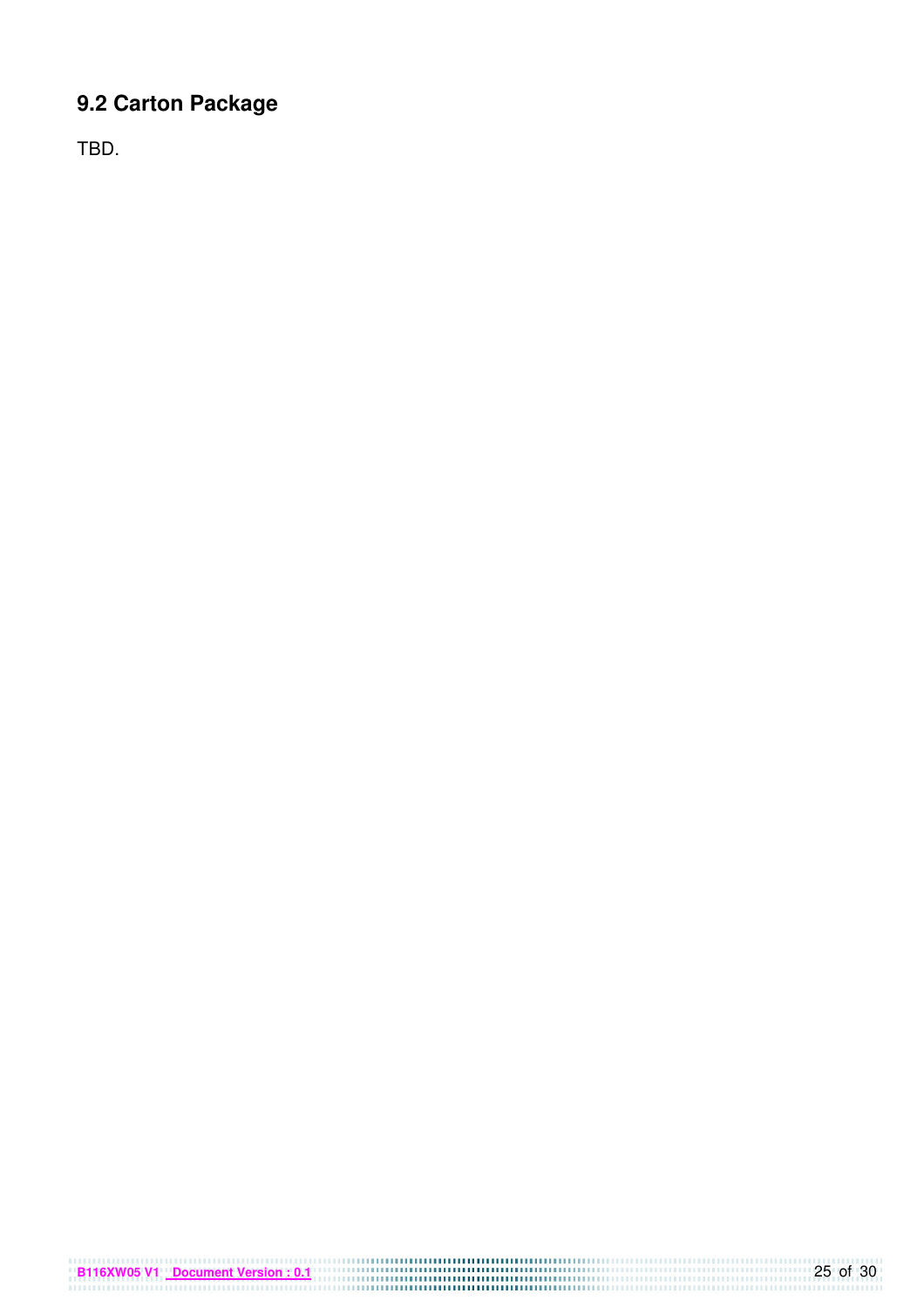## 9.2 Carton Package

TBD.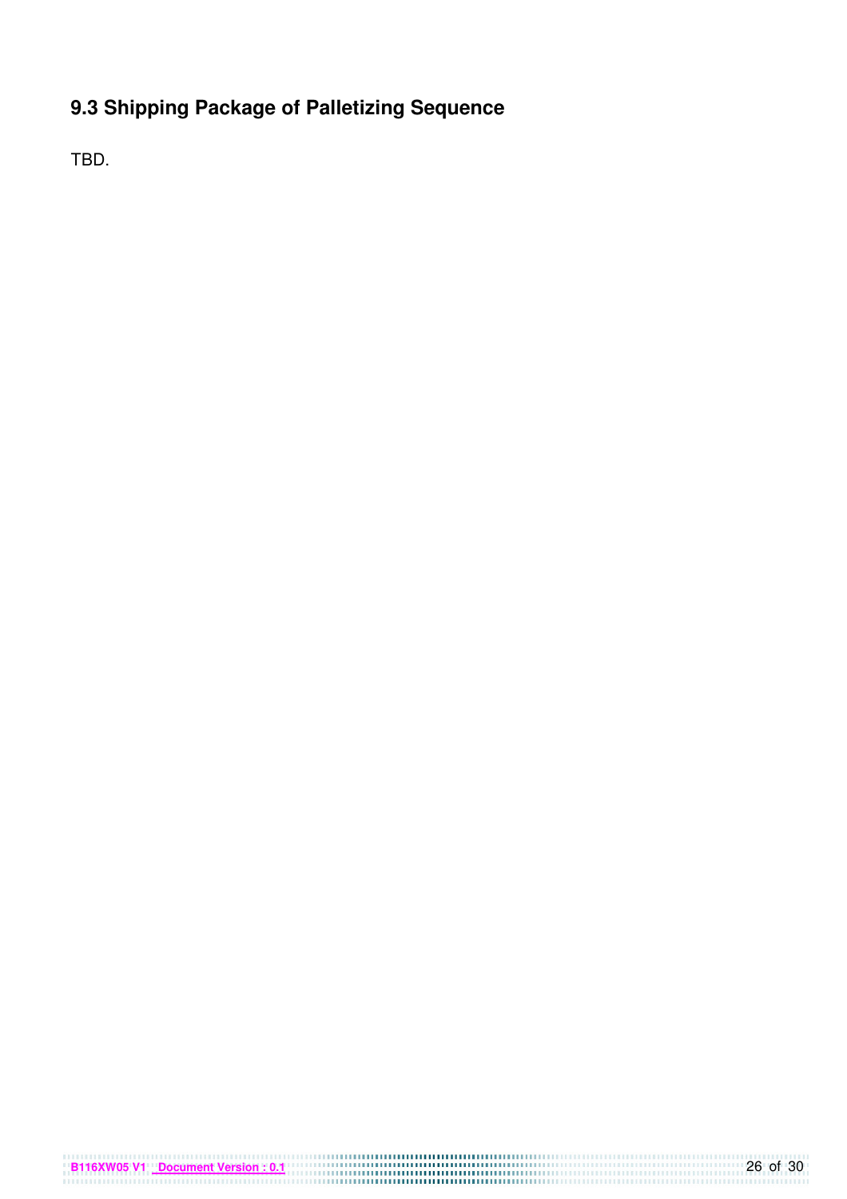## 9.3 Shipping Package of Palletizing Sequence

TBD.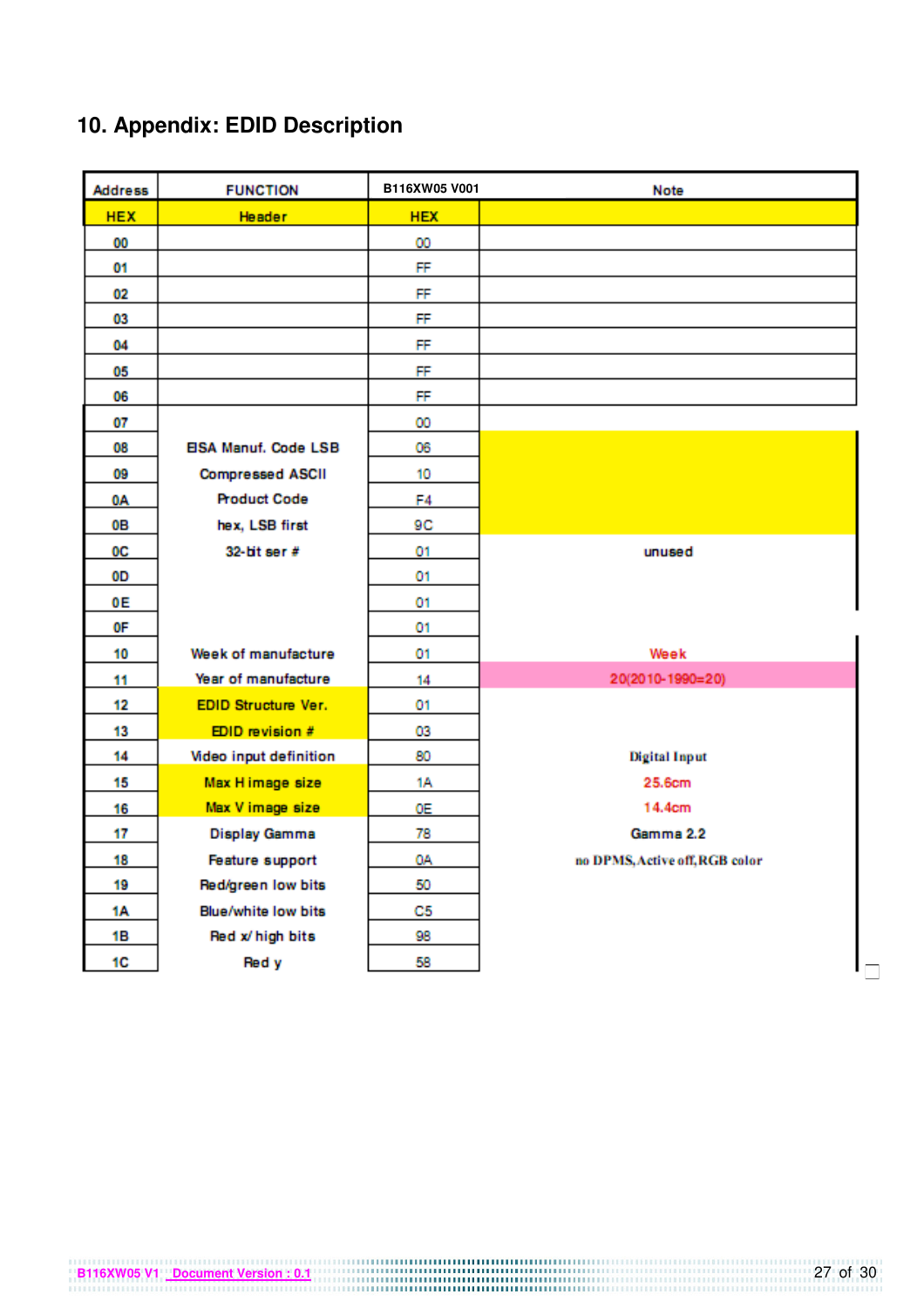## 10. Appendix: EDID Description

| Address | FUNCTION | B116XW05 V001 | Note |
|---|---|---|---|
| HEX | Header | HEX | |
| 00 | | 00 | |
| 01 | | FF | |
| 02 | | FF | |
| 03 | | FF | |
| 04 | | FF | |
| 05 | | FF | |
| 06 | | FF | |
| 07 | | 00 | |
| 08 | EISA Manuf. Code LSB | 06 | |
| 09 | Compressed ASCII | 10 | |
| 0A | Product Code | F4 | |
| 0B | hex, LSB first | 9C | |
| 0C | 32-bit ser # | 01 | unused |
| 0D | | 01 | |
| 0E | | 01 | |
| 0F | | 01 | |
| 10 | Week of manufacture | 01 | Week |
| 11 | Year of manufacture | 14 | 20(2010-1990=20) |
| 12 | EDID Structure Ver. | 01 | |
| 13 | EDID revision # | 03 | |
| 14 | Video input definition | 80 | Digital Input |
| 15 | Max H image size | 1A | 25.6cm |
| 16 | Max V image size | 0E | 14.4cm |
| 17 | Display Gamma | 78 | Gamma 2.2 |
| 18 | Feature support | 0A | no DPMS,Active off,RGB color |
| 19 | Red/green low bits | 50 | |
| 1A | Blue/white low bits | C5 | |
| 1B | Red x/ high bits | 98 | |
| 1C | Red y | 58 | |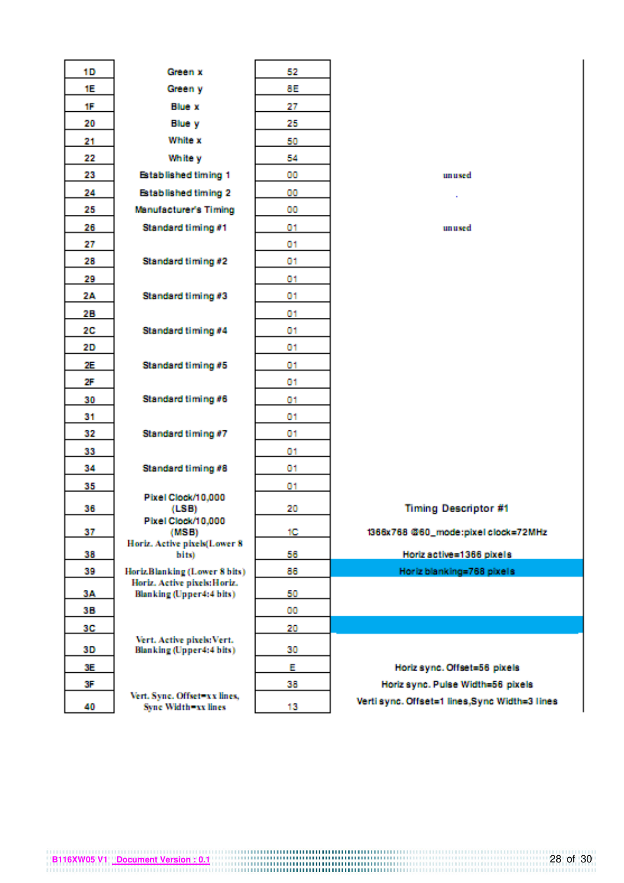| | | | |
|---|---|---|---|
| 1D | Green x | 52 | |
| 1E | Green y | 8E | |
| 1F | Blue x | 27 | |
| 20 | Blue y | 25 | |
| 21 | White x | 50 | |
| 22 | White y | 54 | |
| 23 | Established timing 1 | 00 | unused |
| 24 | Established timing 2 | 00 | . |
| 25 | Manufacturer's Timing | 00 | |
| 26 | Standard timing #1 | 01 | unused |
| 27 | | 01 | |
| 28 | Standard timing #2 | 01 | |
| 29 | | 01 | |
| 2A | Standard timing #3 | 01 | |
| 2B | | 01 | |
| 2C | Standard timing #4 | 01 | |
| 2D | | 01 | |
| 2E | Standard timing #5 | 01 | |
| 2F | | 01 | |
| 30 | Standard timing #6 | 01 | |
| 31 | | 01 | |
| 32 | Standard timing #7 | 01 | |
| 33 | | 01 | |
| 34 | Standard timing #8 | 01 | |
| 35 | | 01 | |
| 36 | Pixel Clock/10,000 (LSB) | 20 | Timing Descriptor #1 |
| 37 | Pixel Clock/10,000 (MSB) | 1C | 1366x768 @60_mode:pixel clock=72MHz |
| 38 | Horiz. Active pixels(Lower 8 bits) | 56 | Horiz active=1366 pixels |
| 39 | Horiz.Blanking (Lower 8 bits) | 86 | Horiz blanking=768 pixels |
| 3A | Horiz. Active pixels:Horiz. Blanking (Upper4:4 bits) | 50 | |
| 3B | | 00 | |
| 3C | | 20 | |
| 3D | Vert. Active pixels:Vert. Blanking (Upper4:4 bits) | 30 | |
| 3E | | E | Horiz sync. Offset=56 pixels |
| 3F | | 38 | Horiz sync. Pulse Width=56 pixels |
| 40 | Vert. Sync. Offset=xx lines, Sync Width=xx lines | 13 | Verti sync. Offset=1 lines,Sync Width=3 lines |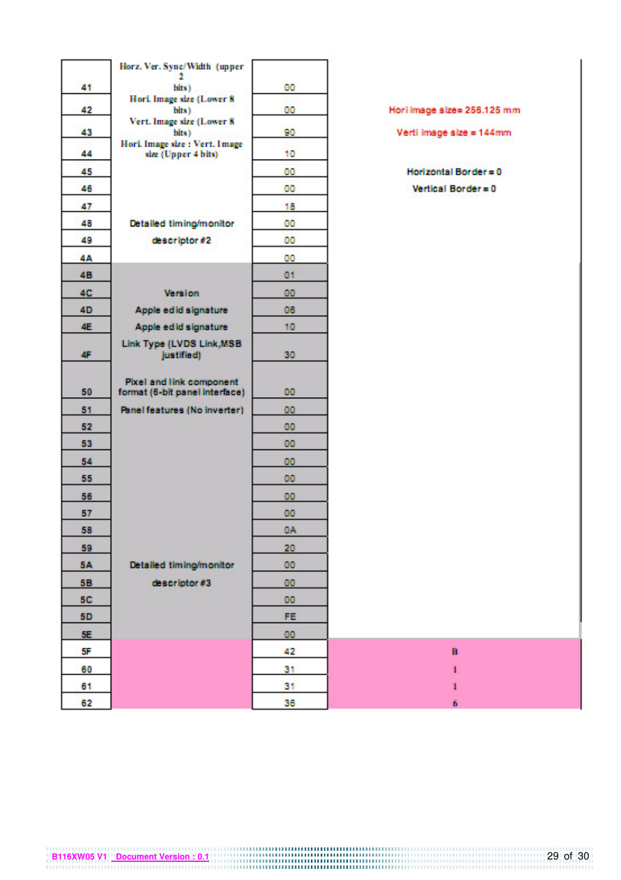| Address | Description | Value | Notes |
|---|---|---|---|
| 41 | Horz. Ver. Sync/Width (upper 2 bits) | 00 | |
| 42 | Hori. Image size (Lower 8 bits) | 00 | Hori image size= 256.125 mm |
| 43 | Vert. Image size (Lower 8 bits) | 90 | Verti image size = 144mm |
| 44 | Hori. Image size : Vert. Image size (Upper 4 bits) | 10 | |
| 45 | | 00 | Horizontal Border = 0 |
| 46 | | 00 | Vertical Border = 0 |
| 47 | | 18 | |
| 48 | Detailed timing/monitor descriptor #2 | 00 | |
| 49 | | 00 | |
| 4A | | 00 | |
| 4B | | 01 | |
| 4C | Version | 00 | |
| 4D | Apple edid signature | 06 | |
| 4E | Apple edid signature | 10 | |
| 4F | Link Type (LVDS Link,MSB justified) | 30 | |
| 50 | Pixel and link component format (6-bit panel interface) | 00 | |
| 51 | Panel features (No inverter) | 00 | |
| 52 | | 00 | |
| 53 | | 00 | |
| 54 | | 00 | |
| 55 | | 00 | |
| 56 | | 00 | |
| 57 | | 00 | |
| 58 | | 0A | |
| 59 | | 20 | |
| 5A | Detailed timing/monitor descriptor #3 | 00 | |
| 5B | | 00 | |
| 5C | | 00 | |
| 5D | | FE | |
| 5E | | 00 | |
| 5F | | 42 | B |
| 60 | | 31 | 1 |
| 61 | | 31 | 1 |
| 62 | | 36 | 6 |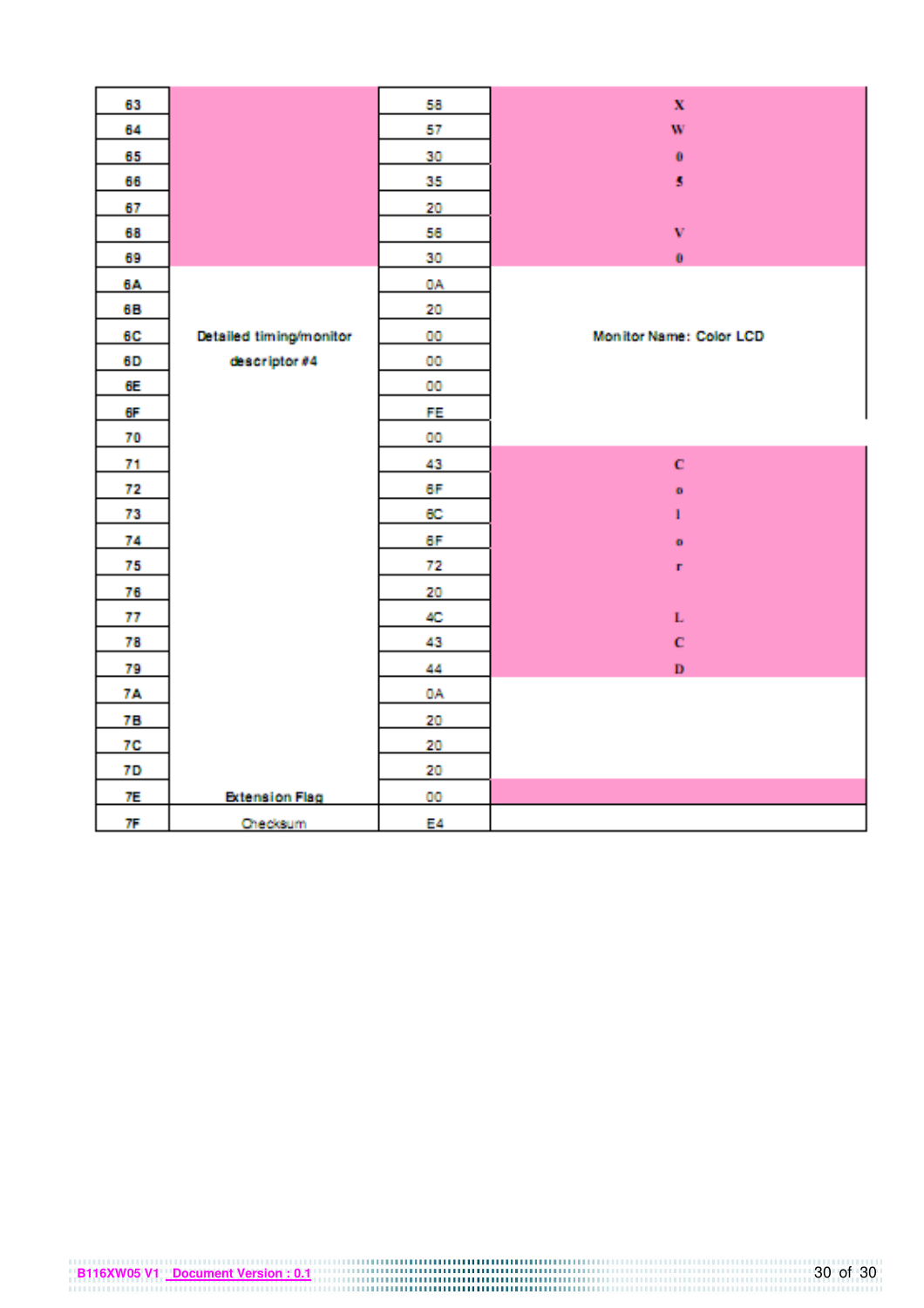| | | | |
|---|---|---|---|
| 63 | | 58 | X |
| 64 | | 57 | W |
| 65 | | 30 | 0 |
| 66 | | 35 | 5 |
| 67 | | 20 | |
| 68 | | 56 | V |
| 69 | | 30 | 0 |
| 6A | Detailed timing/monitor descriptor #4 | 0A | Monitor Name: Color LCD |
| 6B | | 20 | |
| 6C | | 00 | |
| 6D | | 00 | |
| 6E | | 00 | |
| 6F | | FE | |
| 70 | | 00 | |
| 71 | | 43 | C |
| 72 | | 6F | o |
| 73 | | 6C | l |
| 74 | | 6F | o |
| 75 | | 72 | r |
| 76 | | 20 | |
| 77 | | 4C | L |
| 78 | | 43 | C |
| 79 | | 44 | D |
| 7A | | 0A | |
| 7B | | 20 | |
| 7C | | 20 | |
| 7D | | 20 | |
| 7E | Extension Flag | 00 | |
| 7F | Checksum | E4 | |